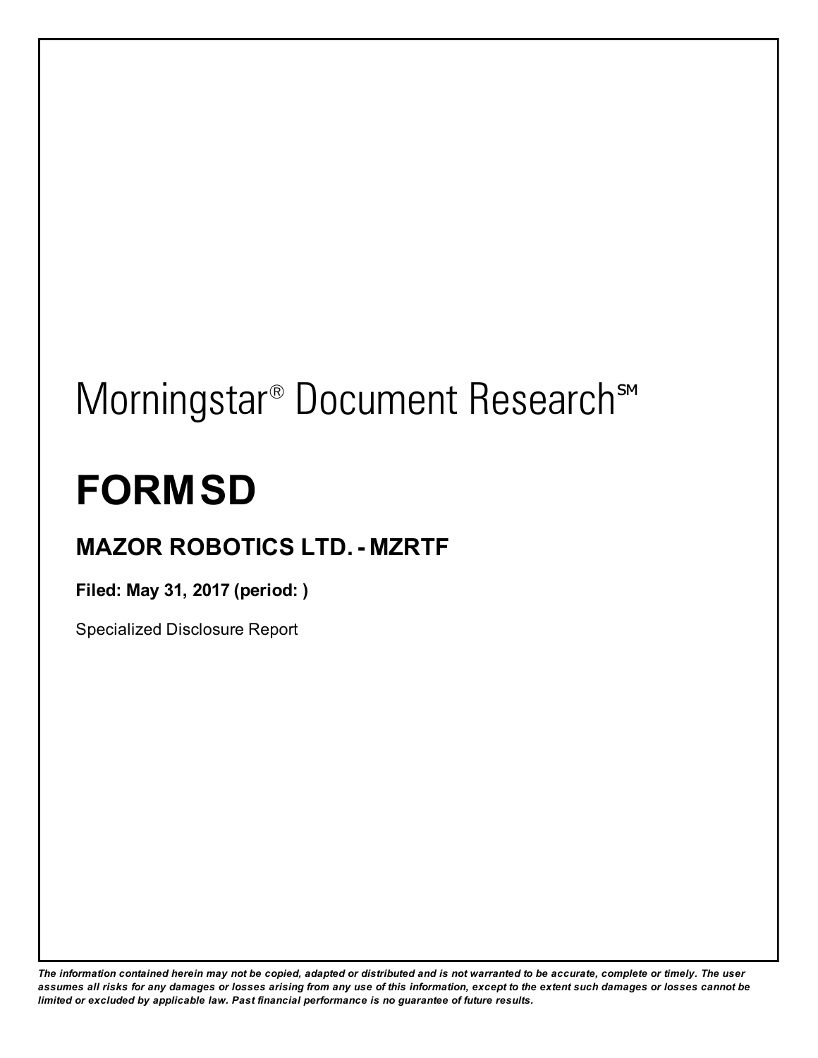Morningstar® Document Research℠

# FORM SD

## MAZOR ROBOTICS LTD. - MZRTF

**Filed: May 31, 2017 (period: )**

Specialized Disclosure Report

*The information contained herein may not be copied, adapted or distributed and is not warranted to be accurate, complete or timely. The user assumes all risks for any damages or losses arising from any use of this information, except to the extent such damages or losses cannot be limited or excluded by applicable law. Past financial performance is no guarantee of future results.*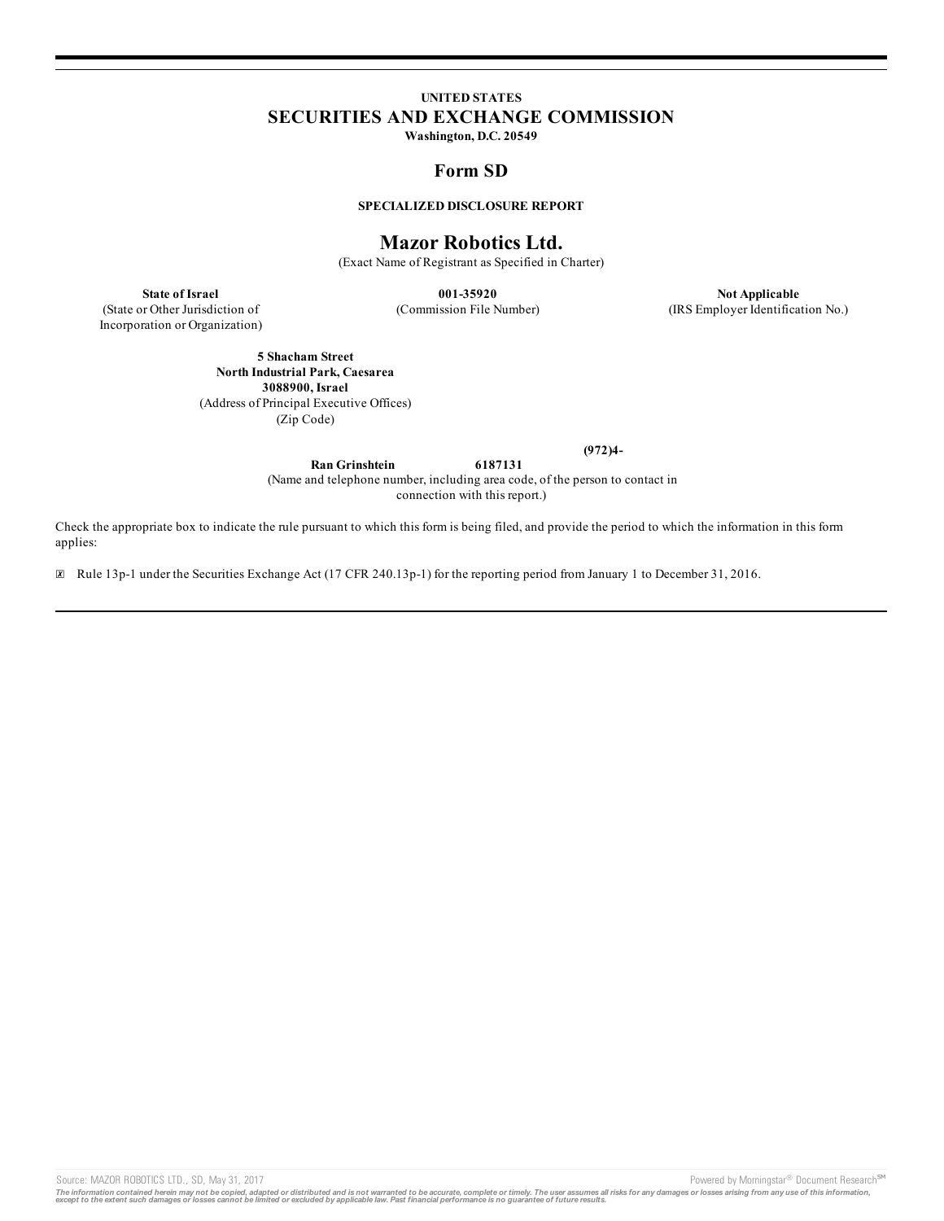**UNITED STATES**
## SECURITIES AND EXCHANGE COMMISSION
**Washington, D.C. 20549**

## Form SD

**SPECIALIZED DISCLOSURE REPORT**

# Mazor Robotics Ltd.

(Exact Name of Registrant as Specified in Charter)

| **State of Israel** | **001-35920** | **Not Applicable** |
|---|---|---|
| (State or Other Jurisdiction of Incorporation or Organization) | (Commission File Number) | (IRS Employer Identification No.) |

**5 Shacham Street**
**North Industrial Park, Caesarea**
**3088900, Israel**
(Address of Principal Executive Offices)
(Zip Code)

**Ran Grinshtein** **(972)4-6187131**
(Name and telephone number, including area code, of the person to contact in connection with this report.)

Check the appropriate box to indicate the rule pursuant to which this form is being filed, and provide the period to which the information in this form applies:

☒ Rule 13p-1 under the Securities Exchange Act (17 CFR 240.13p-1) for the reporting period from January 1 to December 31, 2016.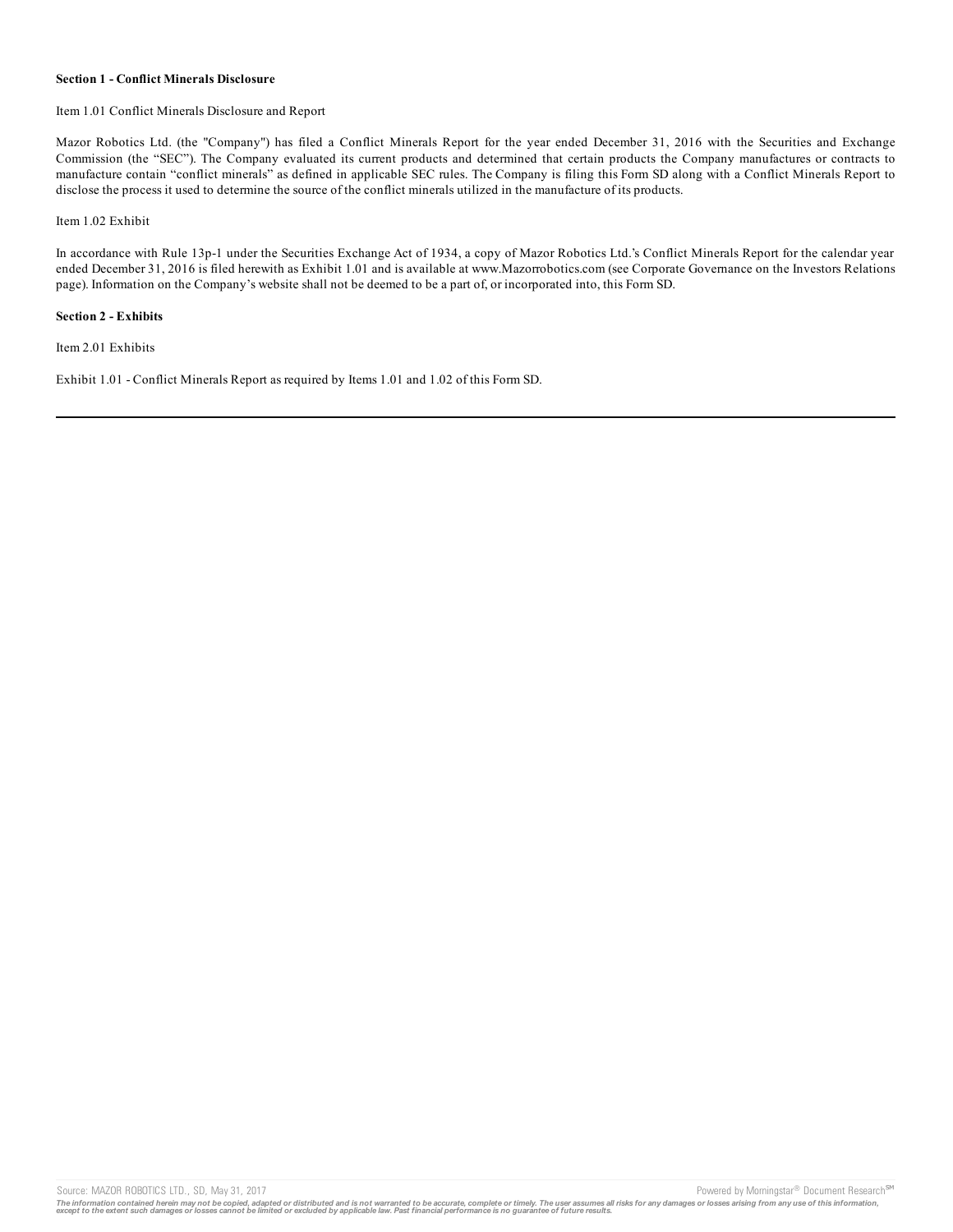**Section 1 - Conflict Minerals Disclosure**

Item 1.01 Conflict Minerals Disclosure and Report

Mazor Robotics Ltd. (the "Company") has filed a Conflict Minerals Report for the year ended December 31, 2016 with the Securities and Exchange Commission (the “SEC”). The Company evaluated its current products and determined that certain products the Company manufactures or contracts to manufacture contain “conflict minerals” as defined in applicable SEC rules. The Company is filing this Form SD along with a Conflict Minerals Report to disclose the process it used to determine the source of the conflict minerals utilized in the manufacture of its products.

Item 1.02 Exhibit

In accordance with Rule 13p-1 under the Securities Exchange Act of 1934, a copy of Mazor Robotics Ltd.’s Conflict Minerals Report for the calendar year ended December 31, 2016 is filed herewith as Exhibit 1.01 and is available at www.Mazorrobotics.com (see Corporate Governance on the Investors Relations page). Information on the Company’s website shall not be deemed to be a part of, or incorporated into, this Form SD.

**Section 2 - Exhibits**

Item 2.01 Exhibits

Exhibit 1.01 - Conflict Minerals Report as required by Items 1.01 and 1.02 of this Form SD.

---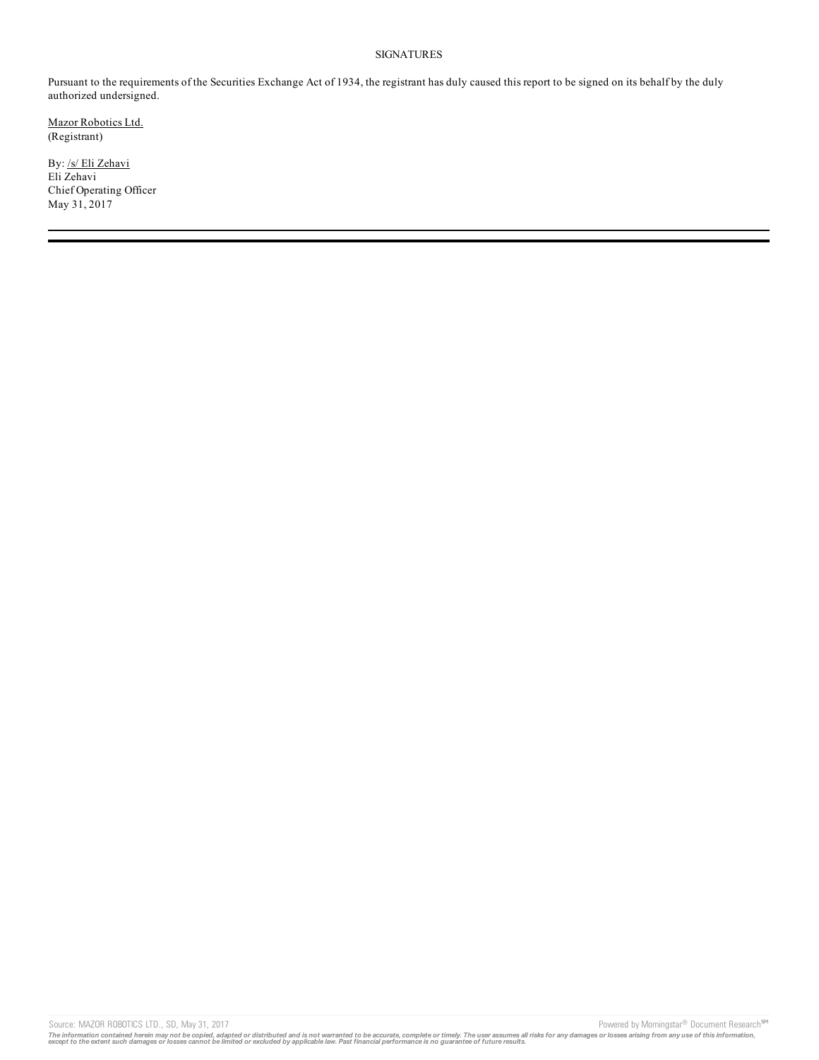SIGNATURES

Pursuant to the requirements of the Securities Exchange Act of 1934, the registrant has duly caused this report to be signed on its behalf by the duly authorized undersigned.

Mazor Robotics Ltd.
(Registrant)

By: /s/ Eli Zehavi
Eli Zehavi
Chief Operating Officer
May 31, 2017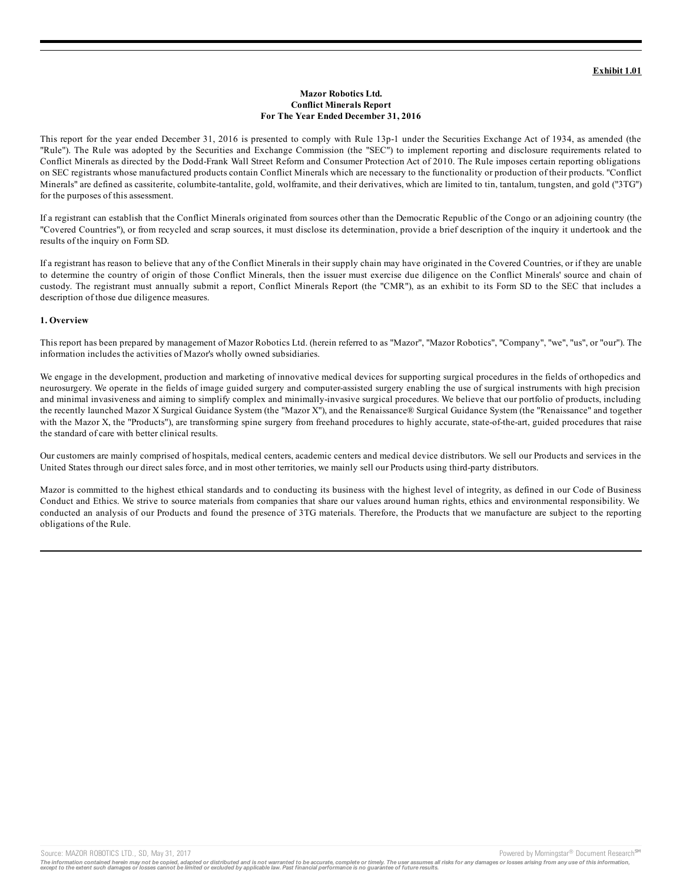**Exhibit 1.01**

**Mazor Robotics Ltd.**
**Conflict Minerals Report**
**For The Year Ended December 31, 2016**

This report for the year ended December 31, 2016 is presented to comply with Rule 13p-1 under the Securities Exchange Act of 1934, as amended (the "Rule"). The Rule was adopted by the Securities and Exchange Commission (the "SEC") to implement reporting and disclosure requirements related to Conflict Minerals as directed by the Dodd-Frank Wall Street Reform and Consumer Protection Act of 2010. The Rule imposes certain reporting obligations on SEC registrants whose manufactured products contain Conflict Minerals which are necessary to the functionality or production of their products. "Conflict Minerals" are defined as cassiterite, columbite-tantalite, gold, wolframite, and their derivatives, which are limited to tin, tantalum, tungsten, and gold ("3TG") for the purposes of this assessment.

If a registrant can establish that the Conflict Minerals originated from sources other than the Democratic Republic of the Congo or an adjoining country (the "Covered Countries"), or from recycled and scrap sources, it must disclose its determination, provide a brief description of the inquiry it undertook and the results of the inquiry on Form SD.

If a registrant has reason to believe that any of the Conflict Minerals in their supply chain may have originated in the Covered Countries, or if they are unable to determine the country of origin of those Conflict Minerals, then the issuer must exercise due diligence on the Conflict Minerals' source and chain of custody. The registrant must annually submit a report, Conflict Minerals Report (the "CMR"), as an exhibit to its Form SD to the SEC that includes a description of those due diligence measures.

**1. Overview**

This report has been prepared by management of Mazor Robotics Ltd. (herein referred to as "Mazor", "Mazor Robotics", "Company", "we", "us", or "our"). The information includes the activities of Mazor's wholly owned subsidiaries.

We engage in the development, production and marketing of innovative medical devices for supporting surgical procedures in the fields of orthopedics and neurosurgery. We operate in the fields of image guided surgery and computer-assisted surgery enabling the use of surgical instruments with high precision and minimal invasiveness and aiming to simplify complex and minimally-invasive surgical procedures. We believe that our portfolio of products, including the recently launched Mazor X Surgical Guidance System (the "Mazor X"), and the Renaissance® Surgical Guidance System (the "Renaissance" and together with the Mazor X, the "Products"), are transforming spine surgery from freehand procedures to highly accurate, state-of-the-art, guided procedures that raise the standard of care with better clinical results.

Our customers are mainly comprised of hospitals, medical centers, academic centers and medical device distributors. We sell our Products and services in the United States through our direct sales force, and in most other territories, we mainly sell our Products using third-party distributors.

Mazor is committed to the highest ethical standards and to conducting its business with the highest level of integrity, as defined in our Code of Business Conduct and Ethics. We strive to source materials from companies that share our values around human rights, ethics and environmental responsibility. We conducted an analysis of our Products and found the presence of 3TG materials. Therefore, the Products that we manufacture are subject to the reporting obligations of the Rule.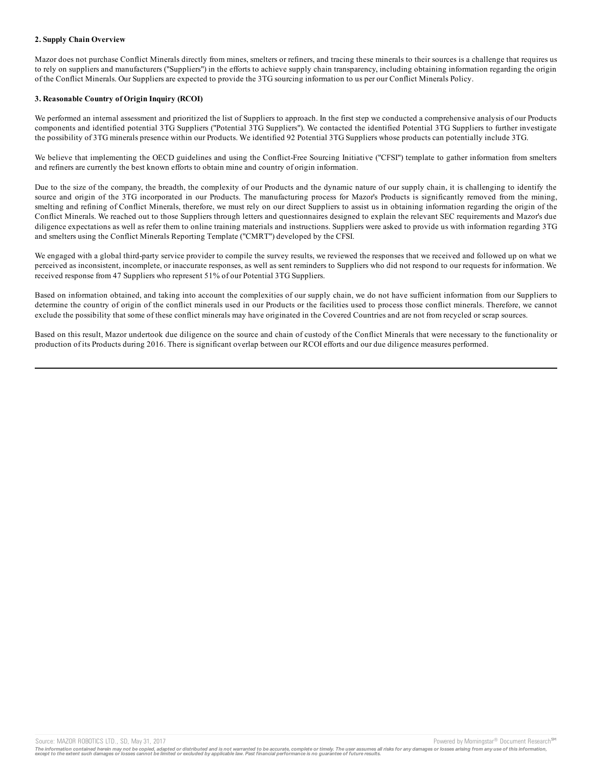**2. Supply Chain Overview**

Mazor does not purchase Conflict Minerals directly from mines, smelters or refiners, and tracing these minerals to their sources is a challenge that requires us to rely on suppliers and manufacturers ("Suppliers") in the efforts to achieve supply chain transparency, including obtaining information regarding the origin of the Conflict Minerals. Our Suppliers are expected to provide the 3TG sourcing information to us per our Conflict Minerals Policy.

**3. Reasonable Country of Origin Inquiry (RCOI)**

We performed an internal assessment and prioritized the list of Suppliers to approach. In the first step we conducted a comprehensive analysis of our Products components and identified potential 3TG Suppliers ("Potential 3TG Suppliers"). We contacted the identified Potential 3TG Suppliers to further investigate the possibility of 3TG minerals presence within our Products. We identified 92 Potential 3TG Suppliers whose products can potentially include 3TG.

We believe that implementing the OECD guidelines and using the Conflict-Free Sourcing Initiative ("CFSI") template to gather information from smelters and refiners are currently the best known efforts to obtain mine and country of origin information.

Due to the size of the company, the breadth, the complexity of our Products and the dynamic nature of our supply chain, it is challenging to identify the source and origin of the 3TG incorporated in our Products. The manufacturing process for Mazor's Products is significantly removed from the mining, smelting and refining of Conflict Minerals, therefore, we must rely on our direct Suppliers to assist us in obtaining information regarding the origin of the Conflict Minerals. We reached out to those Suppliers through letters and questionnaires designed to explain the relevant SEC requirements and Mazor's due diligence expectations as well as refer them to online training materials and instructions. Suppliers were asked to provide us with information regarding 3TG and smelters using the Conflict Minerals Reporting Template ("CMRT") developed by the CFSI.

We engaged with a global third-party service provider to compile the survey results, we reviewed the responses that we received and followed up on what we perceived as inconsistent, incomplete, or inaccurate responses, as well as sent reminders to Suppliers who did not respond to our requests for information. We received response from 47 Suppliers who represent 51% of our Potential 3TG Suppliers.

Based on information obtained, and taking into account the complexities of our supply chain, we do not have sufficient information from our Suppliers to determine the country of origin of the conflict minerals used in our Products or the facilities used to process those conflict minerals. Therefore, we cannot exclude the possibility that some of these conflict minerals may have originated in the Covered Countries and are not from recycled or scrap sources.

Based on this result, Mazor undertook due diligence on the source and chain of custody of the Conflict Minerals that were necessary to the functionality or production of its Products during 2016. There is significant overlap between our RCOI efforts and our due diligence measures performed.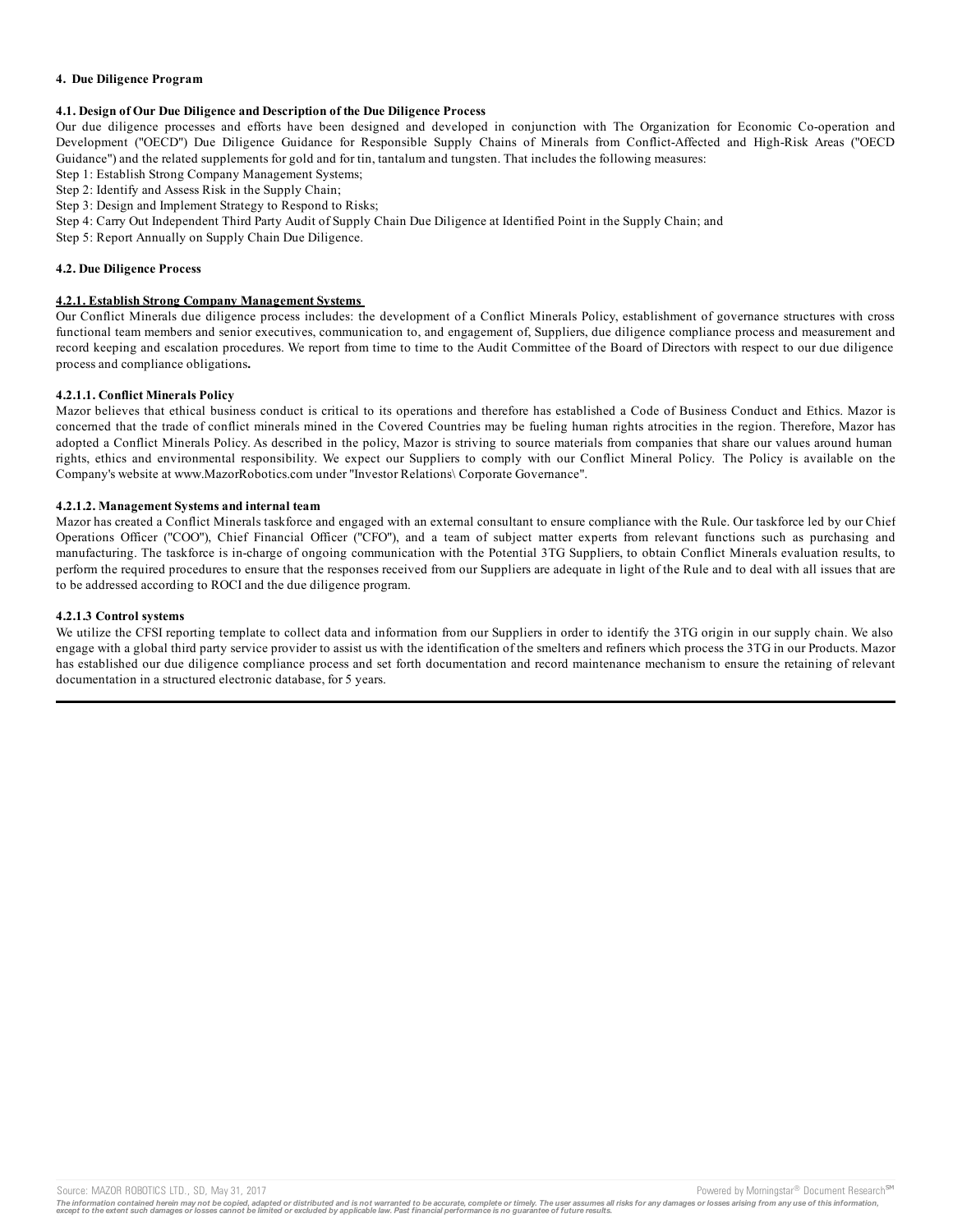**4. Due Diligence Program**

**4.1. Design of Our Due Diligence and Description of the Due Diligence Process**

Our due diligence processes and efforts have been designed and developed in conjunction with The Organization for Economic Co-operation and Development ("OECD") Due Diligence Guidance for Responsible Supply Chains of Minerals from Conflict-Affected and High-Risk Areas ("OECD Guidance") and the related supplements for gold and for tin, tantalum and tungsten. That includes the following measures:

Step 1: Establish Strong Company Management Systems;

Step 2: Identify and Assess Risk in the Supply Chain;

Step 3: Design and Implement Strategy to Respond to Risks;

Step 4: Carry Out Independent Third Party Audit of Supply Chain Due Diligence at Identified Point in the Supply Chain; and

Step 5: Report Annually on Supply Chain Due Diligence.

**4.2. Due Diligence Process**

**4.2.1. Establish Strong Company Management Systems**

Our Conflict Minerals due diligence process includes: the development of a Conflict Minerals Policy, establishment of governance structures with cross functional team members and senior executives, communication to, and engagement of, Suppliers, due diligence compliance process and measurement and record keeping and escalation procedures. We report from time to time to the Audit Committee of the Board of Directors with respect to our due diligence process and compliance obligations**.**

**4.2.1.1. Conflict Minerals Policy**

Mazor believes that ethical business conduct is critical to its operations and therefore has established a Code of Business Conduct and Ethics. Mazor is concerned that the trade of conflict minerals mined in the Covered Countries may be fueling human rights atrocities in the region. Therefore, Mazor has adopted a Conflict Minerals Policy. As described in the policy, Mazor is striving to source materials from companies that share our values around human rights, ethics and environmental responsibility. We expect our Suppliers to comply with our Conflict Mineral Policy. The Policy is available on the Company's website at www.MazorRobotics.com under "Investor Relations\ Corporate Governance".

**4.2.1.2. Management Systems and internal team**

Mazor has created a Conflict Minerals taskforce and engaged with an external consultant to ensure compliance with the Rule. Our taskforce led by our Chief Operations Officer ("COO"), Chief Financial Officer ("CFO"), and a team of subject matter experts from relevant functions such as purchasing and manufacturing. The taskforce is in-charge of ongoing communication with the Potential 3TG Suppliers, to obtain Conflict Minerals evaluation results, to perform the required procedures to ensure that the responses received from our Suppliers are adequate in light of the Rule and to deal with all issues that are to be addressed according to ROCI and the due diligence program.

**4.2.1.3 Control systems**

We utilize the CFSI reporting template to collect data and information from our Suppliers in order to identify the 3TG origin in our supply chain. We also engage with a global third party service provider to assist us with the identification of the smelters and refiners which process the 3TG in our Products. Mazor has established our due diligence compliance process and set forth documentation and record maintenance mechanism to ensure the retaining of relevant documentation in a structured electronic database, for 5 years.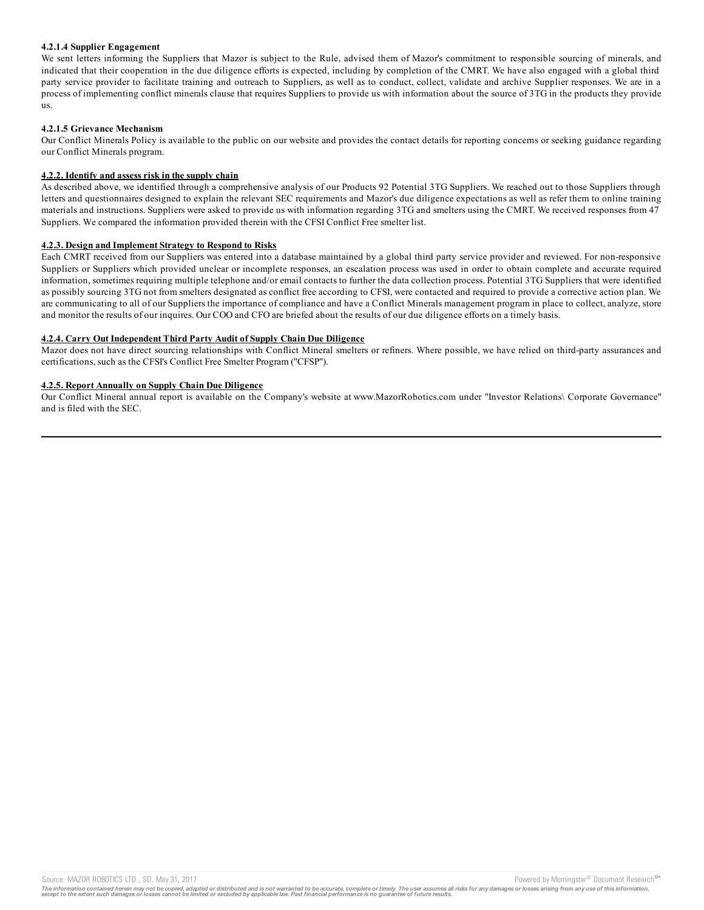#### 4.2.1.4 Supplier Engagement

We sent letters informing the Suppliers that Mazor is subject to the Rule, advised them of Mazor's commitment to responsible sourcing of minerals, and indicated that their cooperation in the due diligence efforts is expected, including by completion of the CMRT. We have also engaged with a global third party service provider to facilitate training and outreach to Suppliers, as well as to conduct, collect, validate and archive Supplier responses. We are in a process of implementing conflict minerals clause that requires Suppliers to provide us with information about the source of 3TG in the products they provide us.

#### 4.2.1.5 Grievance Mechanism

Our Conflict Minerals Policy is available to the public on our website and provides the contact details for reporting concerns or seeking guidance regarding our Conflict Minerals program.

#### 4.2.2. Identify and assess risk in the supply chain

As described above, we identified through a comprehensive analysis of our Products 92 Potential 3TG Suppliers. We reached out to those Suppliers through letters and questionnaires designed to explain the relevant SEC requirements and Mazor's due diligence expectations as well as refer them to online training materials and instructions. Suppliers were asked to provide us with information regarding 3TG and smelters using the CMRT. We received responses from 47 Suppliers. We compared the information provided therein with the CFSI Conflict Free smelter list.

#### 4.2.3. Design and Implement Strategy to Respond to Risks

Each CMRT received from our Suppliers was entered into a database maintained by a global third party service provider and reviewed. For non-responsive Suppliers or Suppliers which provided unclear or incomplete responses, an escalation process was used in order to obtain complete and accurate required information, sometimes requiring multiple telephone and/or email contacts to further the data collection process. Potential 3TG Suppliers that were identified as possibly sourcing 3TG not from smelters designated as conflict free according to CFSI, were contacted and required to provide a corrective action plan. We are communicating to all of our Suppliers the importance of compliance and have a Conflict Minerals management program in place to collect, analyze, store and monitor the results of our inquires. Our COO and CFO are briefed about the results of our due diligence efforts on a timely basis.

#### 4.2.4. Carry Out Independent Third Party Audit of Supply Chain Due Diligence

Mazor does not have direct sourcing relationships with Conflict Mineral smelters or refiners. Where possible, we have relied on third-party assurances and certifications, such as the CFSI's Conflict Free Smelter Program ("CFSP").

#### 4.2.5. Report Annually on Supply Chain Due Diligence

Our Conflict Mineral annual report is available on the Company's website at www.MazorRobotics.com under "Investor Relations\ Corporate Governance" and is filed with the SEC.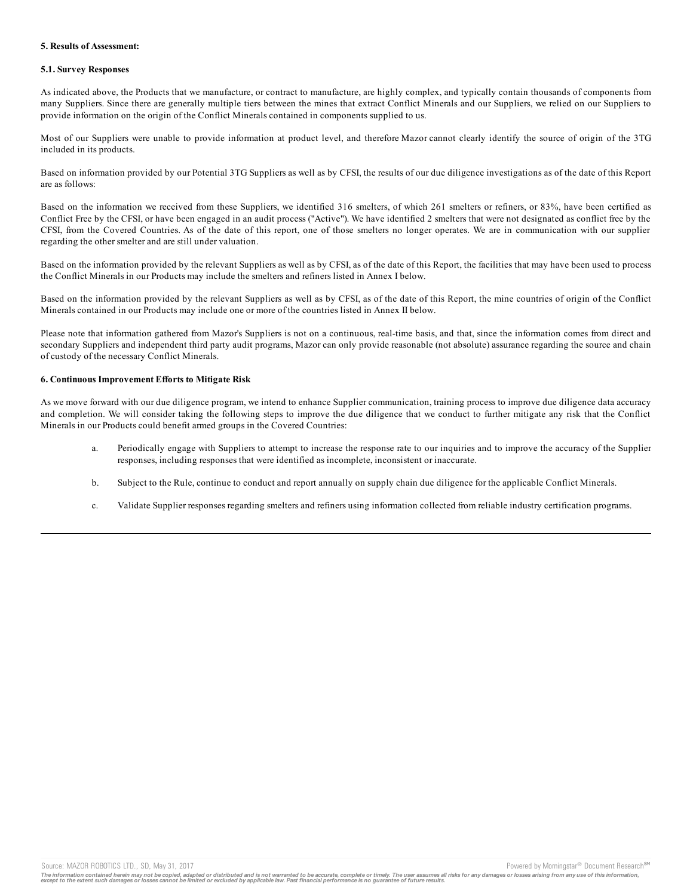**5. Results of Assessment:**

**5.1. Survey Responses**

As indicated above, the Products that we manufacture, or contract to manufacture, are highly complex, and typically contain thousands of components from many Suppliers. Since there are generally multiple tiers between the mines that extract Conflict Minerals and our Suppliers, we relied on our Suppliers to provide information on the origin of the Conflict Minerals contained in components supplied to us.

Most of our Suppliers were unable to provide information at product level, and therefore Mazor cannot clearly identify the source of origin of the 3TG included in its products.

Based on information provided by our Potential 3TG Suppliers as well as by CFSI, the results of our due diligence investigations as of the date of this Report are as follows:

Based on the information we received from these Suppliers, we identified 316 smelters, of which 261 smelters or refiners, or 83%, have been certified as Conflict Free by the CFSI, or have been engaged in an audit process ("Active"). We have identified 2 smelters that were not designated as conflict free by the CFSI, from the Covered Countries. As of the date of this report, one of those smelters no longer operates. We are in communication with our supplier regarding the other smelter and are still under valuation.

Based on the information provided by the relevant Suppliers as well as by CFSI, as of the date of this Report, the facilities that may have been used to process the Conflict Minerals in our Products may include the smelters and refiners listed in Annex I below.

Based on the information provided by the relevant Suppliers as well as by CFSI, as of the date of this Report, the mine countries of origin of the Conflict Minerals contained in our Products may include one or more of the countries listed in Annex II below.

Please note that information gathered from Mazor's Suppliers is not on a continuous, real-time basis, and that, since the information comes from direct and secondary Suppliers and independent third party audit programs, Mazor can only provide reasonable (not absolute) assurance regarding the source and chain of custody of the necessary Conflict Minerals.

**6. Continuous Improvement Efforts to Mitigate Risk**

As we move forward with our due diligence program, we intend to enhance Supplier communication, training process to improve due diligence data accuracy and completion. We will consider taking the following steps to improve the due diligence that we conduct to further mitigate any risk that the Conflict Minerals in our Products could benefit armed groups in the Covered Countries:

a. Periodically engage with Suppliers to attempt to increase the response rate to our inquiries and to improve the accuracy of the Supplier responses, including responses that were identified as incomplete, inconsistent or inaccurate.

b. Subject to the Rule, continue to conduct and report annually on supply chain due diligence for the applicable Conflict Minerals.

c. Validate Supplier responses regarding smelters and refiners using information collected from reliable industry certification programs.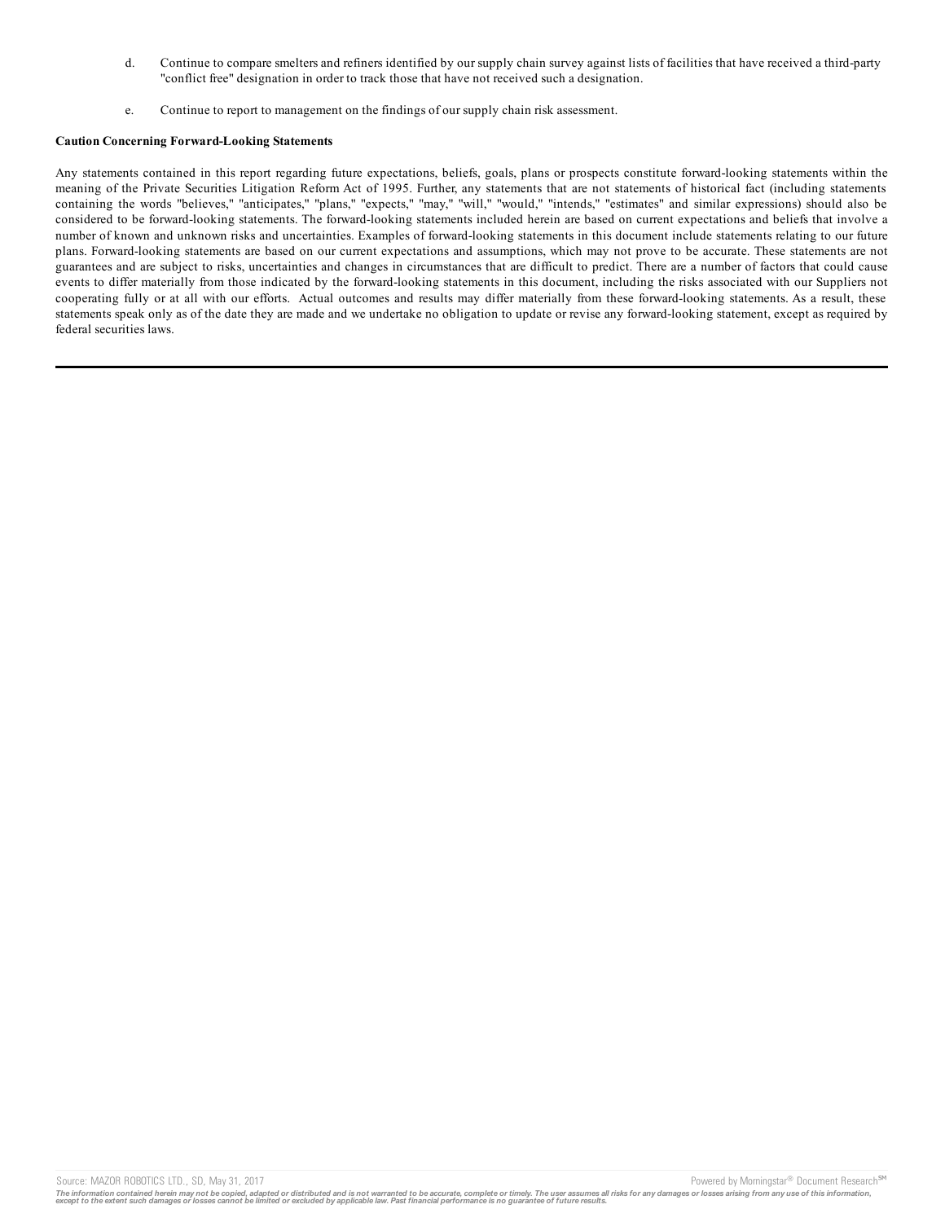d. Continue to compare smelters and refiners identified by our supply chain survey against lists of facilities that have received a third-party "conflict free" designation in order to track those that have not received such a designation.

e. Continue to report to management on the findings of our supply chain risk assessment.

**Caution Concerning Forward-Looking Statements**

Any statements contained in this report regarding future expectations, beliefs, goals, plans or prospects constitute forward-looking statements within the meaning of the Private Securities Litigation Reform Act of 1995. Further, any statements that are not statements of historical fact (including statements containing the words "believes," "anticipates," "plans," "expects," "may," "will," "would," "intends," "estimates" and similar expressions) should also be considered to be forward-looking statements. The forward-looking statements included herein are based on current expectations and beliefs that involve a number of known and unknown risks and uncertainties. Examples of forward-looking statements in this document include statements relating to our future plans. Forward-looking statements are based on our current expectations and assumptions, which may not prove to be accurate. These statements are not guarantees and are subject to risks, uncertainties and changes in circumstances that are difficult to predict. There are a number of factors that could cause events to differ materially from those indicated by the forward-looking statements in this document, including the risks associated with our Suppliers not cooperating fully or at all with our efforts. Actual outcomes and results may differ materially from these forward-looking statements. As a result, these statements speak only as of the date they are made and we undertake no obligation to update or revise any forward-looking statement, except as required by federal securities laws.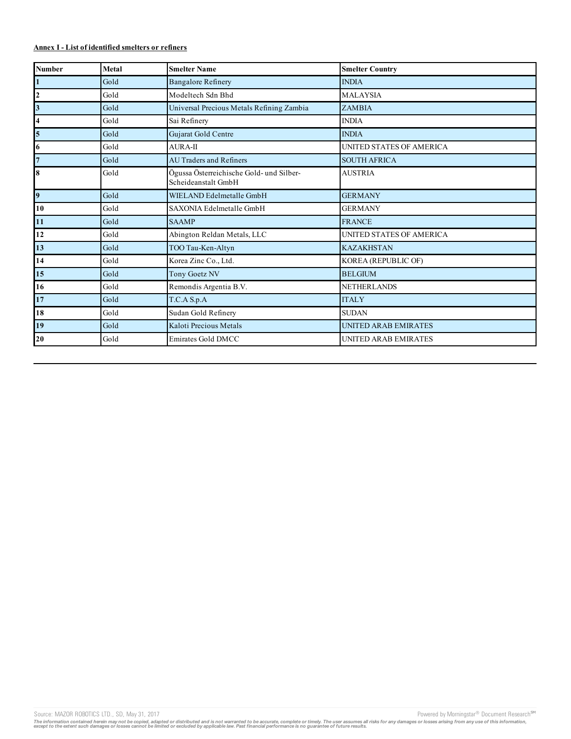**Annex I - List of identified smelters or refiners**

| Number | Metal | Smelter Name | Smelter Country |
|---|---|---|---|
| 1 | Gold | Bangalore Refinery | INDIA |
| 2 | Gold | Modeltech Sdn Bhd | MALAYSIA |
| 3 | Gold | Universal Precious Metals Refining Zambia | ZAMBIA |
| 4 | Gold | Sai Refinery | INDIA |
| 5 | Gold | Gujarat Gold Centre | INDIA |
| 6 | Gold | AURA-II | UNITED STATES OF AMERICA |
| 7 | Gold | AU Traders and Refiners | SOUTH AFRICA |
| 8 | Gold | Ögussa Österreichische Gold- und Silber-Scheideanstalt GmbH | AUSTRIA |
| 9 | Gold | WIELAND Edelmetalle GmbH | GERMANY |
| 10 | Gold | SAXONIA Edelmetalle GmbH | GERMANY |
| 11 | Gold | SAAMP | FRANCE |
| 12 | Gold | Abington Reldan Metals, LLC | UNITED STATES OF AMERICA |
| 13 | Gold | TOO Tau-Ken-Altyn | KAZAKHSTAN |
| 14 | Gold | Korea Zinc Co., Ltd. | KOREA (REPUBLIC OF) |
| 15 | Gold | Tony Goetz NV | BELGIUM |
| 16 | Gold | Remondis Argentia B.V. | NETHERLANDS |
| 17 | Gold | T.C.A S.p.A | ITALY |
| 18 | Gold | Sudan Gold Refinery | SUDAN |
| 19 | Gold | Kaloti Precious Metals | UNITED ARAB EMIRATES |
| 20 | Gold | Emirates Gold DMCC | UNITED ARAB EMIRATES |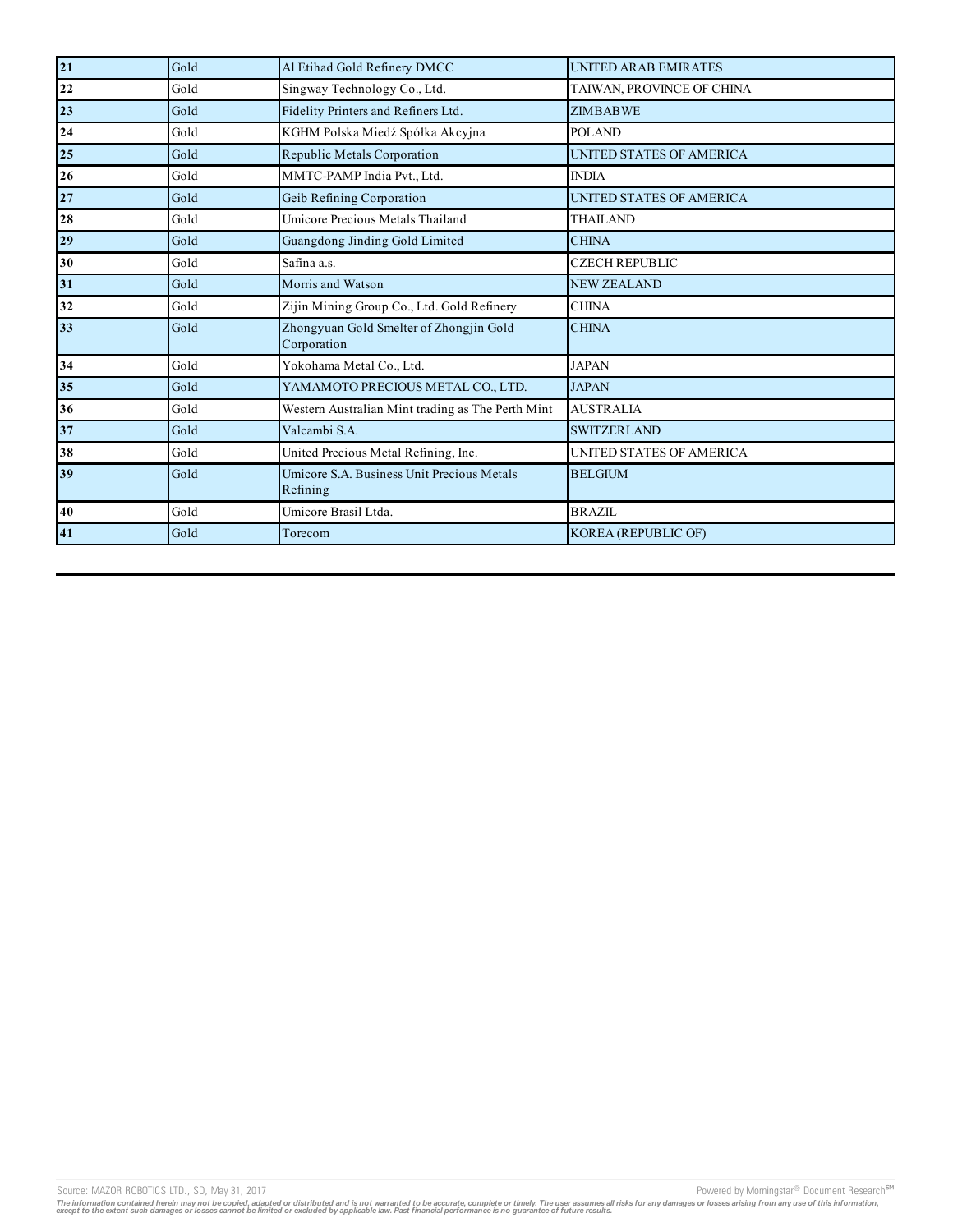| 21 | Gold | Al Etihad Gold Refinery DMCC | UNITED ARAB EMIRATES |
|---|---|---|---|
| 22 | Gold | Singway Technology Co., Ltd. | TAIWAN, PROVINCE OF CHINA |
| 23 | Gold | Fidelity Printers and Refiners Ltd. | ZIMBABWE |
| 24 | Gold | KGHM Polska Miedź Spółka Akcyjna | POLAND |
| 25 | Gold | Republic Metals Corporation | UNITED STATES OF AMERICA |
| 26 | Gold | MMTC-PAMP India Pvt., Ltd. | INDIA |
| 27 | Gold | Geib Refining Corporation | UNITED STATES OF AMERICA |
| 28 | Gold | Umicore Precious Metals Thailand | THAILAND |
| 29 | Gold | Guangdong Jinding Gold Limited | CHINA |
| 30 | Gold | Safina a.s. | CZECH REPUBLIC |
| 31 | Gold | Morris and Watson | NEW ZEALAND |
| 32 | Gold | Zijin Mining Group Co., Ltd. Gold Refinery | CHINA |
| 33 | Gold | Zhongyuan Gold Smelter of Zhongjin Gold Corporation | CHINA |
| 34 | Gold | Yokohama Metal Co., Ltd. | JAPAN |
| 35 | Gold | YAMAMOTO PRECIOUS METAL CO., LTD. | JAPAN |
| 36 | Gold | Western Australian Mint trading as The Perth Mint | AUSTRALIA |
| 37 | Gold | Valcambi S.A. | SWITZERLAND |
| 38 | Gold | United Precious Metal Refining, Inc. | UNITED STATES OF AMERICA |
| 39 | Gold | Umicore S.A. Business Unit Precious Metals Refining | BELGIUM |
| 40 | Gold | Umicore Brasil Ltda. | BRAZIL |
| 41 | Gold | Torecom | KOREA (REPUBLIC OF) |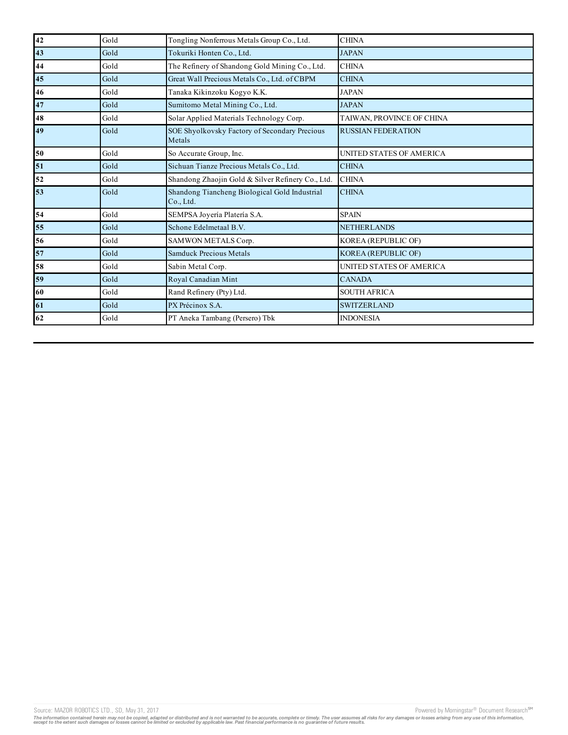| 42 | Gold | Tongling Nonferrous Metals Group Co., Ltd. | CHINA |
|---|---|---|---|
| 43 | Gold | Tokuriki Honten Co., Ltd. | JAPAN |
| 44 | Gold | The Refinery of Shandong Gold Mining Co., Ltd. | CHINA |
| 45 | Gold | Great Wall Precious Metals Co., Ltd. of CBPM | CHINA |
| 46 | Gold | Tanaka Kikinzoku Kogyo K.K. | JAPAN |
| 47 | Gold | Sumitomo Metal Mining Co., Ltd. | JAPAN |
| 48 | Gold | Solar Applied Materials Technology Corp. | TAIWAN, PROVINCE OF CHINA |
| 49 | Gold | SOE Shyolkovsky Factory of Secondary Precious Metals | RUSSIAN FEDERATION |
| 50 | Gold | So Accurate Group, Inc. | UNITED STATES OF AMERICA |
| 51 | Gold | Sichuan Tianze Precious Metals Co., Ltd. | CHINA |
| 52 | Gold | Shandong Zhaojin Gold & Silver Refinery Co., Ltd. | CHINA |
| 53 | Gold | Shandong Tiancheng Biological Gold Industrial Co., Ltd. | CHINA |
| 54 | Gold | SEMPSA Joyería Platería S.A. | SPAIN |
| 55 | Gold | Schone Edelmetaal B.V. | NETHERLANDS |
| 56 | Gold | SAMWON METALS Corp. | KOREA (REPUBLIC OF) |
| 57 | Gold | Samduck Precious Metals | KOREA (REPUBLIC OF) |
| 58 | Gold | Sabin Metal Corp. | UNITED STATES OF AMERICA |
| 59 | Gold | Royal Canadian Mint | CANADA |
| 60 | Gold | Rand Refinery (Pty) Ltd. | SOUTH AFRICA |
| 61 | Gold | PX Précinox S.A. | SWITZERLAND |
| 62 | Gold | PT Aneka Tambang (Persero) Tbk | INDONESIA |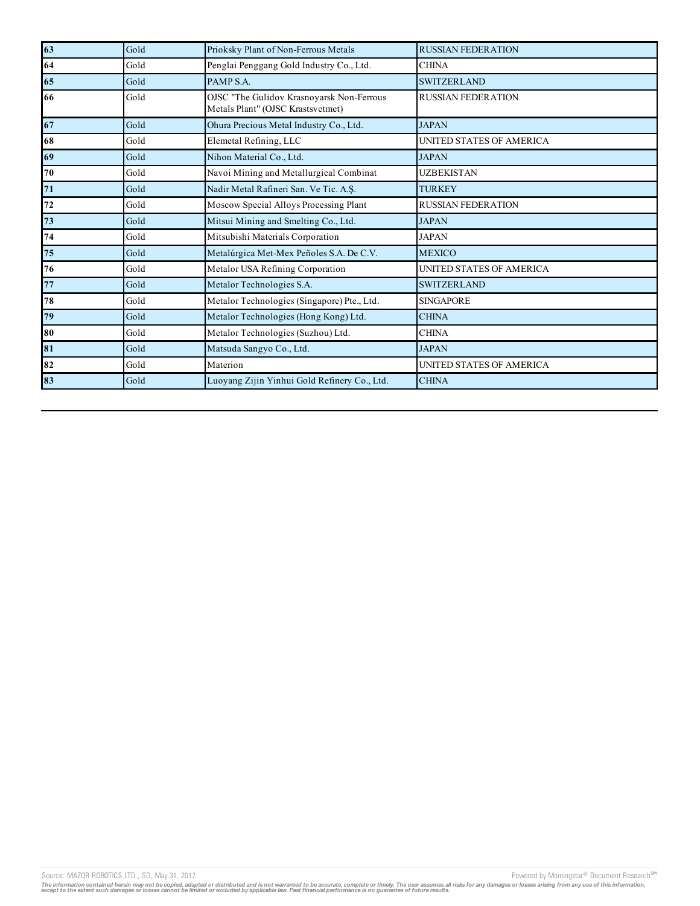| | | | |
|---|---|---|---|
| **63** | Gold | Prioksky Plant of Non-Ferrous Metals | RUSSIAN FEDERATION |
| **64** | Gold | Penglai Penggang Gold Industry Co., Ltd. | CHINA |
| **65** | Gold | PAMP S.A. | SWITZERLAND |
| **66** | Gold | OJSC "The Gulidov Krasnoyarsk Non-Ferrous Metals Plant" (OJSC Krastsvetmet) | RUSSIAN FEDERATION |
| **67** | Gold | Ohura Precious Metal Industry Co., Ltd. | JAPAN |
| **68** | Gold | Elemetal Refining, LLC | UNITED STATES OF AMERICA |
| **69** | Gold | Nihon Material Co., Ltd. | JAPAN |
| **70** | Gold | Navoi Mining and Metallurgical Combinat | UZBEKISTAN |
| **71** | Gold | Nadir Metal Rafineri San. Ve Tic. A.Ş. | TURKEY |
| **72** | Gold | Moscow Special Alloys Processing Plant | RUSSIAN FEDERATION |
| **73** | Gold | Mitsui Mining and Smelting Co., Ltd. | JAPAN |
| **74** | Gold | Mitsubishi Materials Corporation | JAPAN |
| **75** | Gold | Metalúrgica Met-Mex Peñoles S.A. De C.V. | MEXICO |
| **76** | Gold | Metalor USA Refining Corporation | UNITED STATES OF AMERICA |
| **77** | Gold | Metalor Technologies S.A. | SWITZERLAND |
| **78** | Gold | Metalor Technologies (Singapore) Pte., Ltd. | SINGAPORE |
| **79** | Gold | Metalor Technologies (Hong Kong) Ltd. | CHINA |
| **80** | Gold | Metalor Technologies (Suzhou) Ltd. | CHINA |
| **81** | Gold | Matsuda Sangyo Co., Ltd. | JAPAN |
| **82** | Gold | Materion | UNITED STATES OF AMERICA |
| **83** | Gold | Luoyang Zijin Yinhui Gold Refinery Co., Ltd. | CHINA |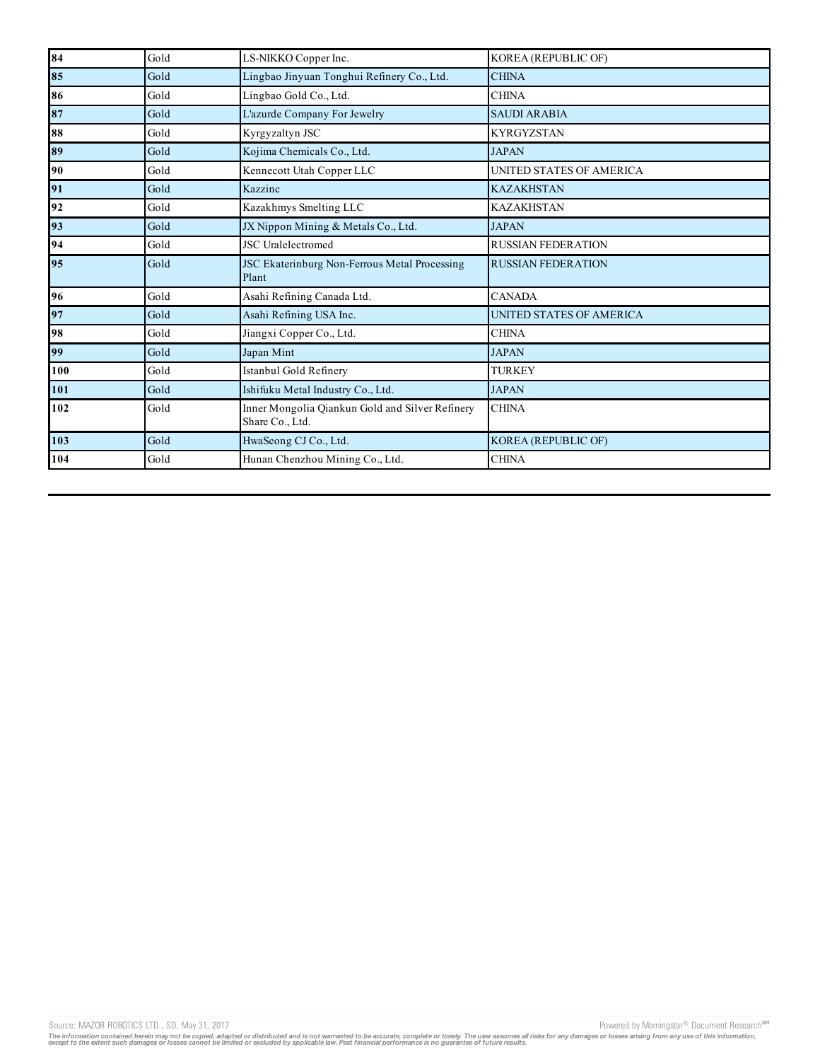| 84 | Gold | LS-NIKKO Copper Inc. | KOREA (REPUBLIC OF) |
|---|---|---|---|
| 85 | Gold | Lingbao Jinyuan Tonghui Refinery Co., Ltd. | CHINA |
| 86 | Gold | Lingbao Gold Co., Ltd. | CHINA |
| 87 | Gold | L'azurde Company For Jewelry | SAUDI ARABIA |
| 88 | Gold | Kyrgyzaltyn JSC | KYRGYZSTAN |
| 89 | Gold | Kojima Chemicals Co., Ltd. | JAPAN |
| 90 | Gold | Kennecott Utah Copper LLC | UNITED STATES OF AMERICA |
| 91 | Gold | Kazzinc | KAZAKHSTAN |
| 92 | Gold | Kazakhmys Smelting LLC | KAZAKHSTAN |
| 93 | Gold | JX Nippon Mining & Metals Co., Ltd. | JAPAN |
| 94 | Gold | JSC Uralelectromed | RUSSIAN FEDERATION |
| 95 | Gold | JSC Ekaterinburg Non-Ferrous Metal Processing Plant | RUSSIAN FEDERATION |
| 96 | Gold | Asahi Refining Canada Ltd. | CANADA |
| 97 | Gold | Asahi Refining USA Inc. | UNITED STATES OF AMERICA |
| 98 | Gold | Jiangxi Copper Co., Ltd. | CHINA |
| 99 | Gold | Japan Mint | JAPAN |
| 100 | Gold | Istanbul Gold Refinery | TURKEY |
| 101 | Gold | Ishifuku Metal Industry Co., Ltd. | JAPAN |
| 102 | Gold | Inner Mongolia Qiankun Gold and Silver Refinery Share Co., Ltd. | CHINA |
| 103 | Gold | HwaSeong CJ Co., Ltd. | KOREA (REPUBLIC OF) |
| 104 | Gold | Hunan Chenzhou Mining Co., Ltd. | CHINA |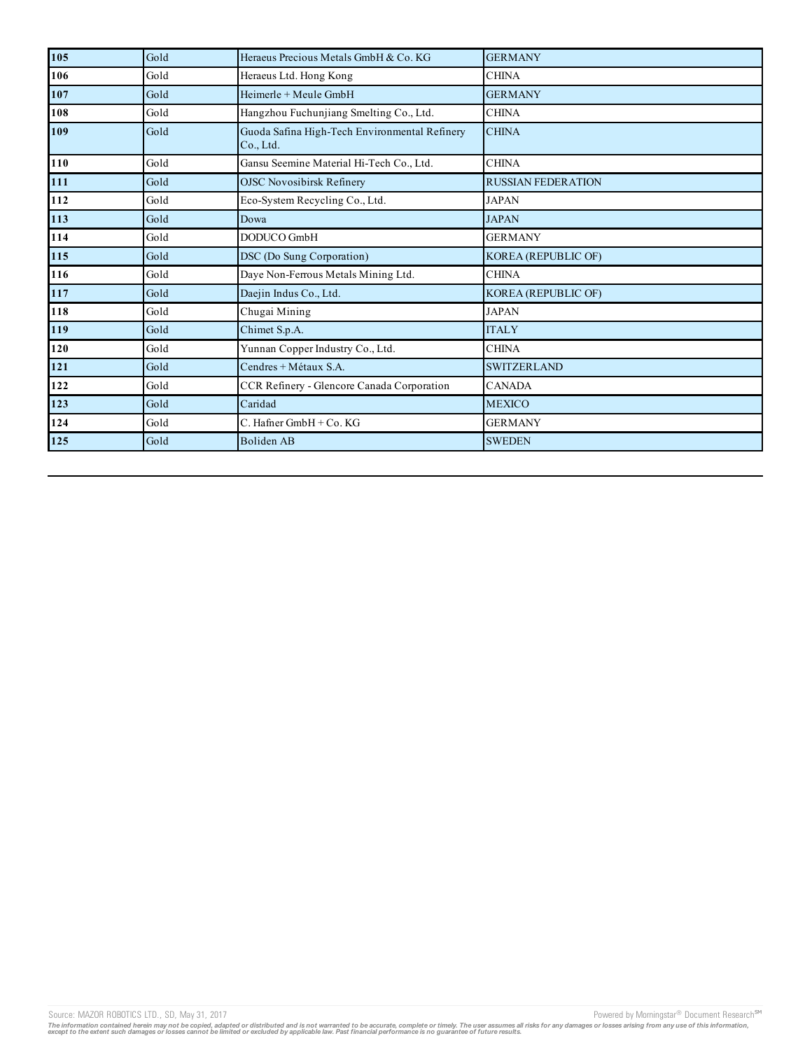| 105 | Gold | Heraeus Precious Metals GmbH & Co. KG | GERMANY |
|---|---|---|---|
| 106 | Gold | Heraeus Ltd. Hong Kong | CHINA |
| 107 | Gold | Heimerle + Meule GmbH | GERMANY |
| 108 | Gold | Hangzhou Fuchunjiang Smelting Co., Ltd. | CHINA |
| 109 | Gold | Guoda Safina High-Tech Environmental Refinery Co., Ltd. | CHINA |
| 110 | Gold | Gansu Seemine Material Hi-Tech Co., Ltd. | CHINA |
| 111 | Gold | OJSC Novosibirsk Refinery | RUSSIAN FEDERATION |
| 112 | Gold | Eco-System Recycling Co., Ltd. | JAPAN |
| 113 | Gold | Dowa | JAPAN |
| 114 | Gold | DODUCO GmbH | GERMANY |
| 115 | Gold | DSC (Do Sung Corporation) | KOREA (REPUBLIC OF) |
| 116 | Gold | Daye Non-Ferrous Metals Mining Ltd. | CHINA |
| 117 | Gold | Daejin Indus Co., Ltd. | KOREA (REPUBLIC OF) |
| 118 | Gold | Chugai Mining | JAPAN |
| 119 | Gold | Chimet S.p.A. | ITALY |
| 120 | Gold | Yunnan Copper Industry Co., Ltd. | CHINA |
| 121 | Gold | Cendres + Métaux S.A. | SWITZERLAND |
| 122 | Gold | CCR Refinery - Glencore Canada Corporation | CANADA |
| 123 | Gold | Caridad | MEXICO |
| 124 | Gold | C. Hafner GmbH + Co. KG | GERMANY |
| 125 | Gold | Boliden AB | SWEDEN |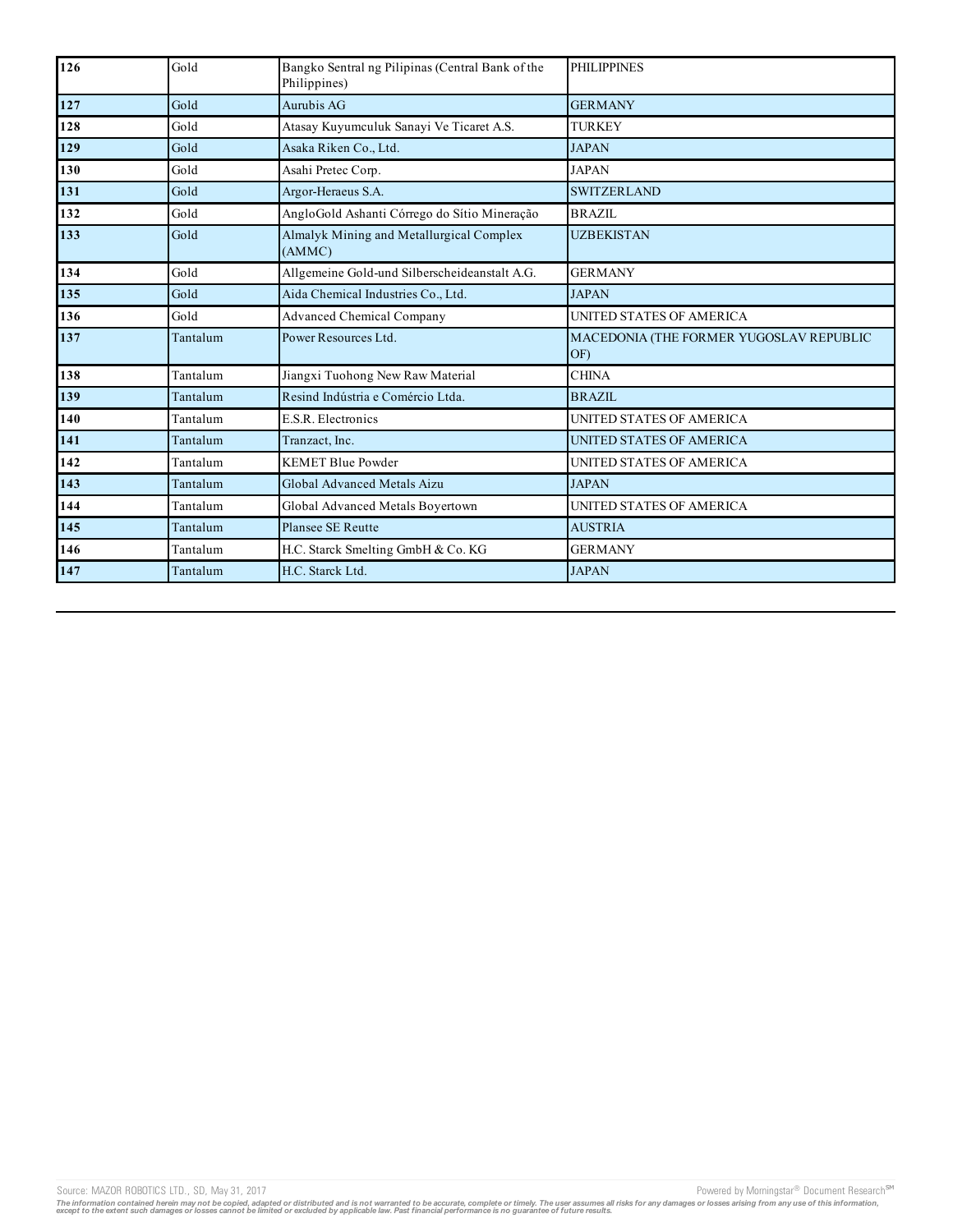| 126 | Gold | Bangko Sentral ng Pilipinas (Central Bank of the Philippines) | PHILIPPINES |
|---|---|---|---|
| 127 | Gold | Aurubis AG | GERMANY |
| 128 | Gold | Atasay Kuyumculuk Sanayi Ve Ticaret A.S. | TURKEY |
| 129 | Gold | Asaka Riken Co., Ltd. | JAPAN |
| 130 | Gold | Asahi Pretec Corp. | JAPAN |
| 131 | Gold | Argor-Heraeus S.A. | SWITZERLAND |
| 132 | Gold | AngloGold Ashanti Córrego do Sítio Mineração | BRAZIL |
| 133 | Gold | Almalyk Mining and Metallurgical Complex (AMMC) | UZBEKISTAN |
| 134 | Gold | Allgemeine Gold-und Silberscheideanstalt A.G. | GERMANY |
| 135 | Gold | Aida Chemical Industries Co., Ltd. | JAPAN |
| 136 | Gold | Advanced Chemical Company | UNITED STATES OF AMERICA |
| 137 | Tantalum | Power Resources Ltd. | MACEDONIA (THE FORMER YUGOSLAV REPUBLIC OF) |
| 138 | Tantalum | Jiangxi Tuohong New Raw Material | CHINA |
| 139 | Tantalum | Resind Indústria e Comércio Ltda. | BRAZIL |
| 140 | Tantalum | E.S.R. Electronics | UNITED STATES OF AMERICA |
| 141 | Tantalum | Tranzact, Inc. | UNITED STATES OF AMERICA |
| 142 | Tantalum | KEMET Blue Powder | UNITED STATES OF AMERICA |
| 143 | Tantalum | Global Advanced Metals Aizu | JAPAN |
| 144 | Tantalum | Global Advanced Metals Boyertown | UNITED STATES OF AMERICA |
| 145 | Tantalum | Plansee SE Reutte | AUSTRIA |
| 146 | Tantalum | H.C. Starck Smelting GmbH & Co. KG | GERMANY |
| 147 | Tantalum | H.C. Starck Ltd. | JAPAN |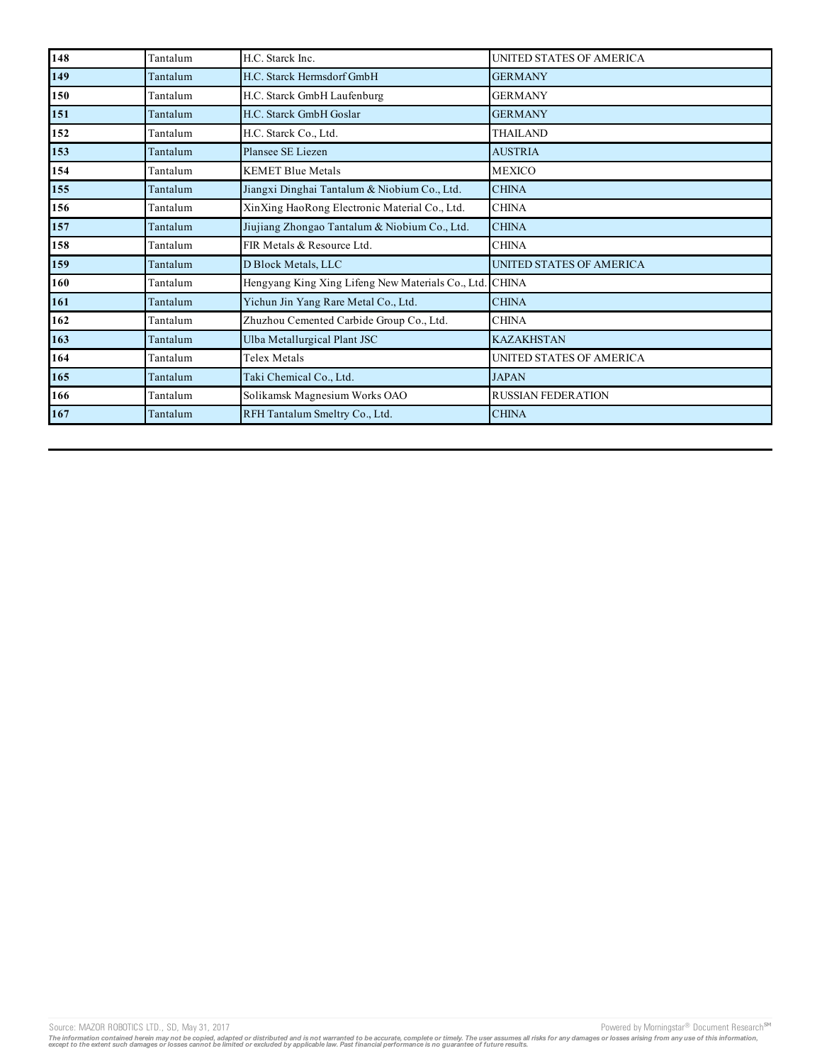| | | | |
|---|---|---|---|
| **148** | Tantalum | H.C. Starck Inc. | UNITED STATES OF AMERICA |
| **149** | Tantalum | H.C. Starck Hermsdorf GmbH | GERMANY |
| **150** | Tantalum | H.C. Starck GmbH Laufenburg | GERMANY |
| **151** | Tantalum | H.C. Starck GmbH Goslar | GERMANY |
| **152** | Tantalum | H.C. Starck Co., Ltd. | THAILAND |
| **153** | Tantalum | Plansee SE Liezen | AUSTRIA |
| **154** | Tantalum | KEMET Blue Metals | MEXICO |
| **155** | Tantalum | Jiangxi Dinghai Tantalum & Niobium Co., Ltd. | CHINA |
| **156** | Tantalum | XinXing HaoRong Electronic Material Co., Ltd. | CHINA |
| **157** | Tantalum | Jiujiang Zhongao Tantalum & Niobium Co., Ltd. | CHINA |
| **158** | Tantalum | FIR Metals & Resource Ltd. | CHINA |
| **159** | Tantalum | D Block Metals, LLC | UNITED STATES OF AMERICA |
| **160** | Tantalum | Hengyang King Xing Lifeng New Materials Co., Ltd. | CHINA |
| **161** | Tantalum | Yichun Jin Yang Rare Metal Co., Ltd. | CHINA |
| **162** | Tantalum | Zhuzhou Cemented Carbide Group Co., Ltd. | CHINA |
| **163** | Tantalum | Ulba Metallurgical Plant JSC | KAZAKHSTAN |
| **164** | Tantalum | Telex Metals | UNITED STATES OF AMERICA |
| **165** | Tantalum | Taki Chemical Co., Ltd. | JAPAN |
| **166** | Tantalum | Solikamsk Magnesium Works OAO | RUSSIAN FEDERATION |
| **167** | Tantalum | RFH Tantalum Smeltry Co., Ltd. | CHINA |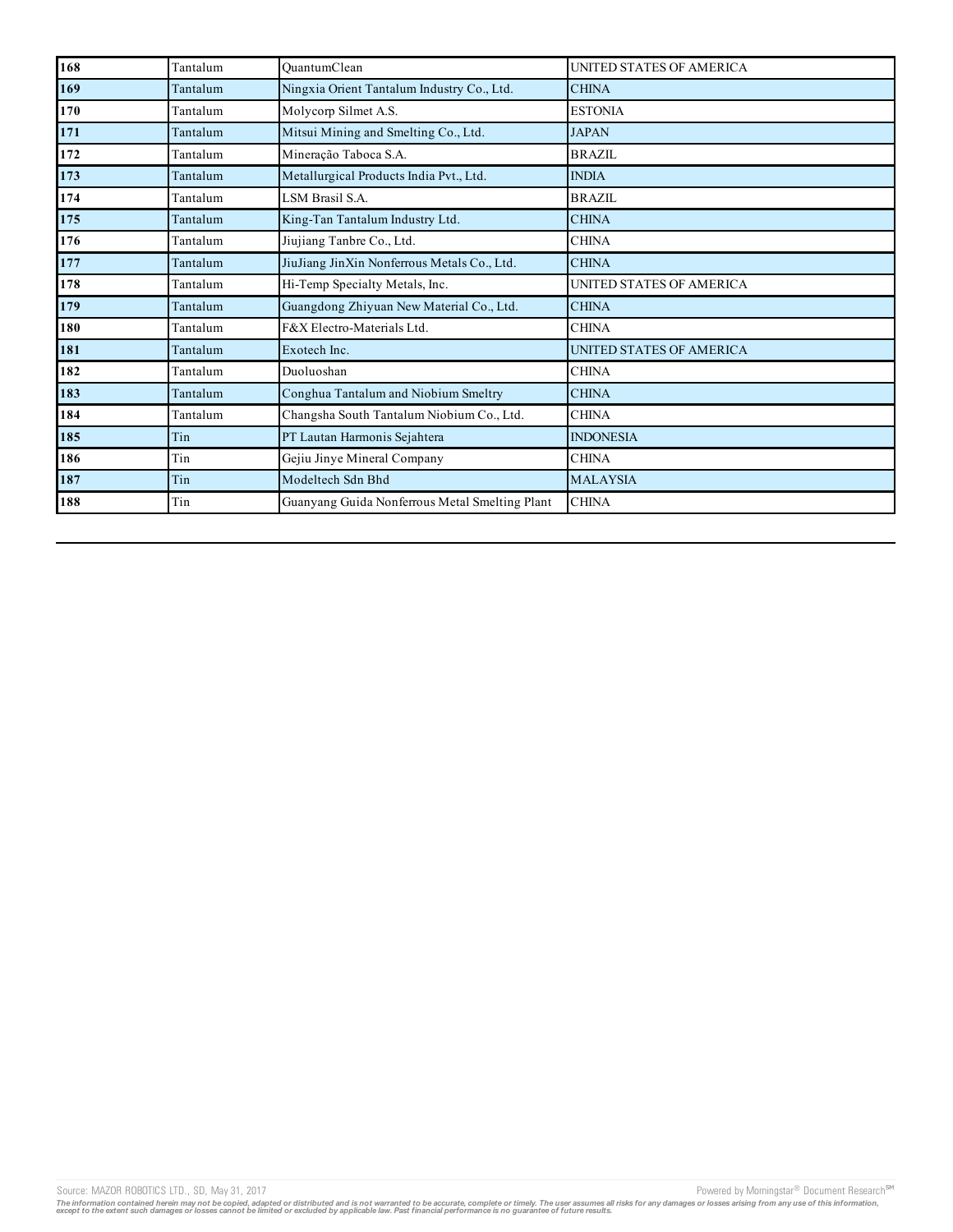| 168 | Tantalum | QuantumClean | UNITED STATES OF AMERICA |
|---|---|---|---|
| 169 | Tantalum | Ningxia Orient Tantalum Industry Co., Ltd. | CHINA |
| 170 | Tantalum | Molycorp Silmet A.S. | ESTONIA |
| 171 | Tantalum | Mitsui Mining and Smelting Co., Ltd. | JAPAN |
| 172 | Tantalum | Mineração Taboca S.A. | BRAZIL |
| 173 | Tantalum | Metallurgical Products India Pvt., Ltd. | INDIA |
| 174 | Tantalum | LSM Brasil S.A. | BRAZIL |
| 175 | Tantalum | King-Tan Tantalum Industry Ltd. | CHINA |
| 176 | Tantalum | Jiujiang Tanbre Co., Ltd. | CHINA |
| 177 | Tantalum | JiuJiang JinXin Nonferrous Metals Co., Ltd. | CHINA |
| 178 | Tantalum | Hi-Temp Specialty Metals, Inc. | UNITED STATES OF AMERICA |
| 179 | Tantalum | Guangdong Zhiyuan New Material Co., Ltd. | CHINA |
| 180 | Tantalum | F&X Electro-Materials Ltd. | CHINA |
| 181 | Tantalum | Exotech Inc. | UNITED STATES OF AMERICA |
| 182 | Tantalum | Duoluoshan | CHINA |
| 183 | Tantalum | Conghua Tantalum and Niobium Smeltry | CHINA |
| 184 | Tantalum | Changsha South Tantalum Niobium Co., Ltd. | CHINA |
| 185 | Tin | PT Lautan Harmonis Sejahtera | INDONESIA |
| 186 | Tin | Gejiu Jinye Mineral Company | CHINA |
| 187 | Tin | Modeltech Sdn Bhd | MALAYSIA |
| 188 | Tin | Guanyang Guida Nonferrous Metal Smelting Plant | CHINA |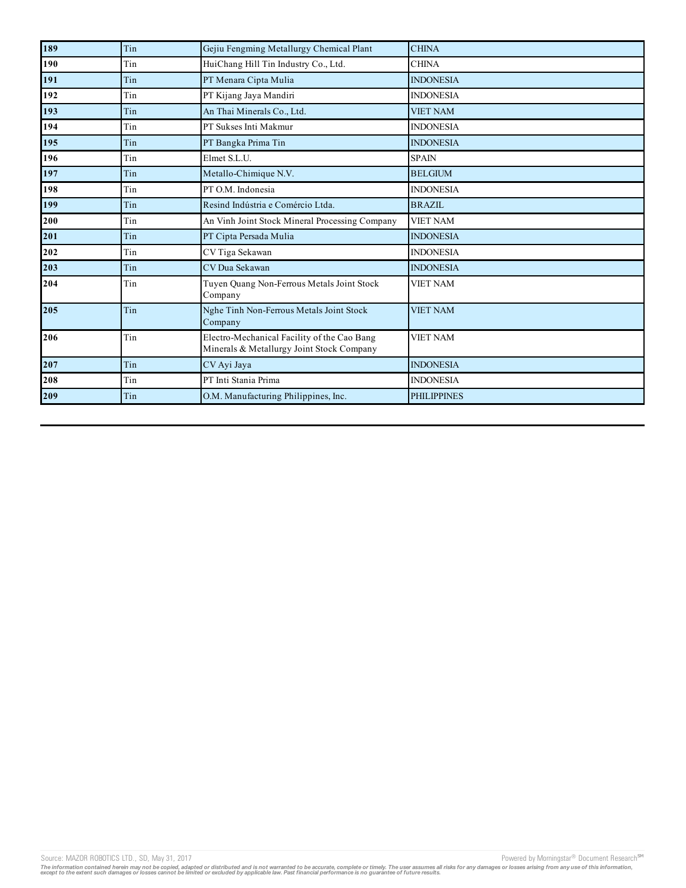| 189 | Tin | Gejiu Fengming Metallurgy Chemical Plant | CHINA |
|---|---|---|---|
| 190 | Tin | HuiChang Hill Tin Industry Co., Ltd. | CHINA |
| 191 | Tin | PT Menara Cipta Mulia | INDONESIA |
| 192 | Tin | PT Kijang Jaya Mandiri | INDONESIA |
| 193 | Tin | An Thai Minerals Co., Ltd. | VIET NAM |
| 194 | Tin | PT Sukses Inti Makmur | INDONESIA |
| 195 | Tin | PT Bangka Prima Tin | INDONESIA |
| 196 | Tin | Elmet S.L.U. | SPAIN |
| 197 | Tin | Metallo-Chimique N.V. | BELGIUM |
| 198 | Tin | PT O.M. Indonesia | INDONESIA |
| 199 | Tin | Resind Indústria e Comércio Ltda. | BRAZIL |
| 200 | Tin | An Vinh Joint Stock Mineral Processing Company | VIET NAM |
| 201 | Tin | PT Cipta Persada Mulia | INDONESIA |
| 202 | Tin | CV Tiga Sekawan | INDONESIA |
| 203 | Tin | CV Dua Sekawan | INDONESIA |
| 204 | Tin | Tuyen Quang Non-Ferrous Metals Joint Stock Company | VIET NAM |
| 205 | Tin | Nghe Tinh Non-Ferrous Metals Joint Stock Company | VIET NAM |
| 206 | Tin | Electro-Mechanical Facility of the Cao Bang Minerals & Metallurgy Joint Stock Company | VIET NAM |
| 207 | Tin | CV Ayi Jaya | INDONESIA |
| 208 | Tin | PT Inti Stania Prima | INDONESIA |
| 209 | Tin | O.M. Manufacturing Philippines, Inc. | PHILIPPINES |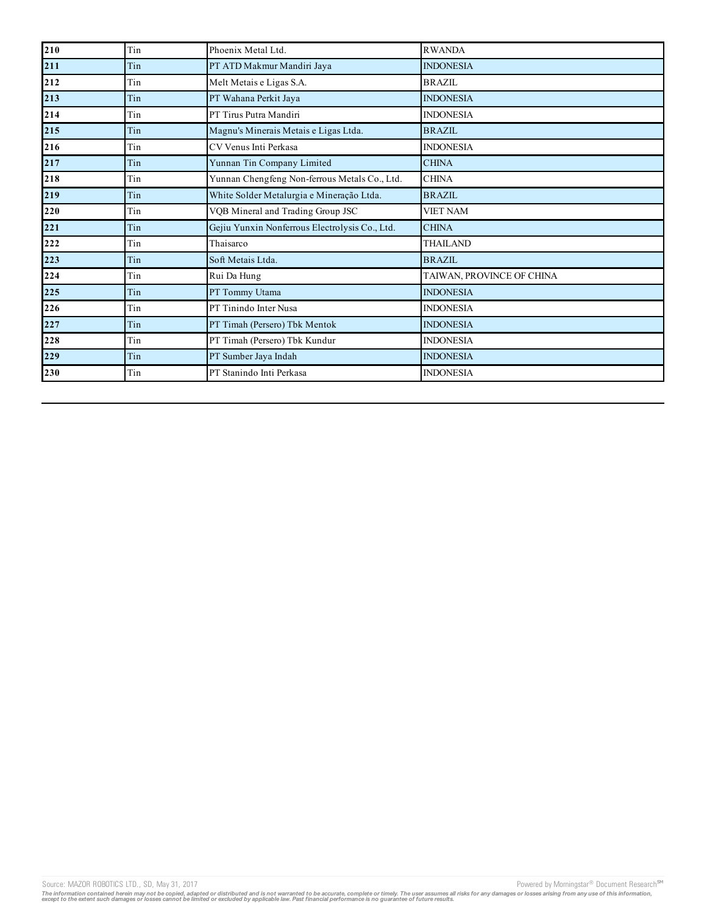| 210 | Tin | Phoenix Metal Ltd. | RWANDA |
|---|---|---|---|
| 211 | Tin | PT ATD Makmur Mandiri Jaya | INDONESIA |
| 212 | Tin | Melt Metais e Ligas S.A. | BRAZIL |
| 213 | Tin | PT Wahana Perkit Jaya | INDONESIA |
| 214 | Tin | PT Tirus Putra Mandiri | INDONESIA |
| 215 | Tin | Magnu's Minerais Metais e Ligas Ltda. | BRAZIL |
| 216 | Tin | CV Venus Inti Perkasa | INDONESIA |
| 217 | Tin | Yunnan Tin Company Limited | CHINA |
| 218 | Tin | Yunnan Chengfeng Non-ferrous Metals Co., Ltd. | CHINA |
| 219 | Tin | White Solder Metalurgia e Mineração Ltda. | BRAZIL |
| 220 | Tin | VQB Mineral and Trading Group JSC | VIET NAM |
| 221 | Tin | Gejiu Yunxin Nonferrous Electrolysis Co., Ltd. | CHINA |
| 222 | Tin | Thaisarco | THAILAND |
| 223 | Tin | Soft Metais Ltda. | BRAZIL |
| 224 | Tin | Rui Da Hung | TAIWAN, PROVINCE OF CHINA |
| 225 | Tin | PT Tommy Utama | INDONESIA |
| 226 | Tin | PT Tinindo Inter Nusa | INDONESIA |
| 227 | Tin | PT Timah (Persero) Tbk Mentok | INDONESIA |
| 228 | Tin | PT Timah (Persero) Tbk Kundur | INDONESIA |
| 229 | Tin | PT Sumber Jaya Indah | INDONESIA |
| 230 | Tin | PT Stanindo Inti Perkasa | INDONESIA |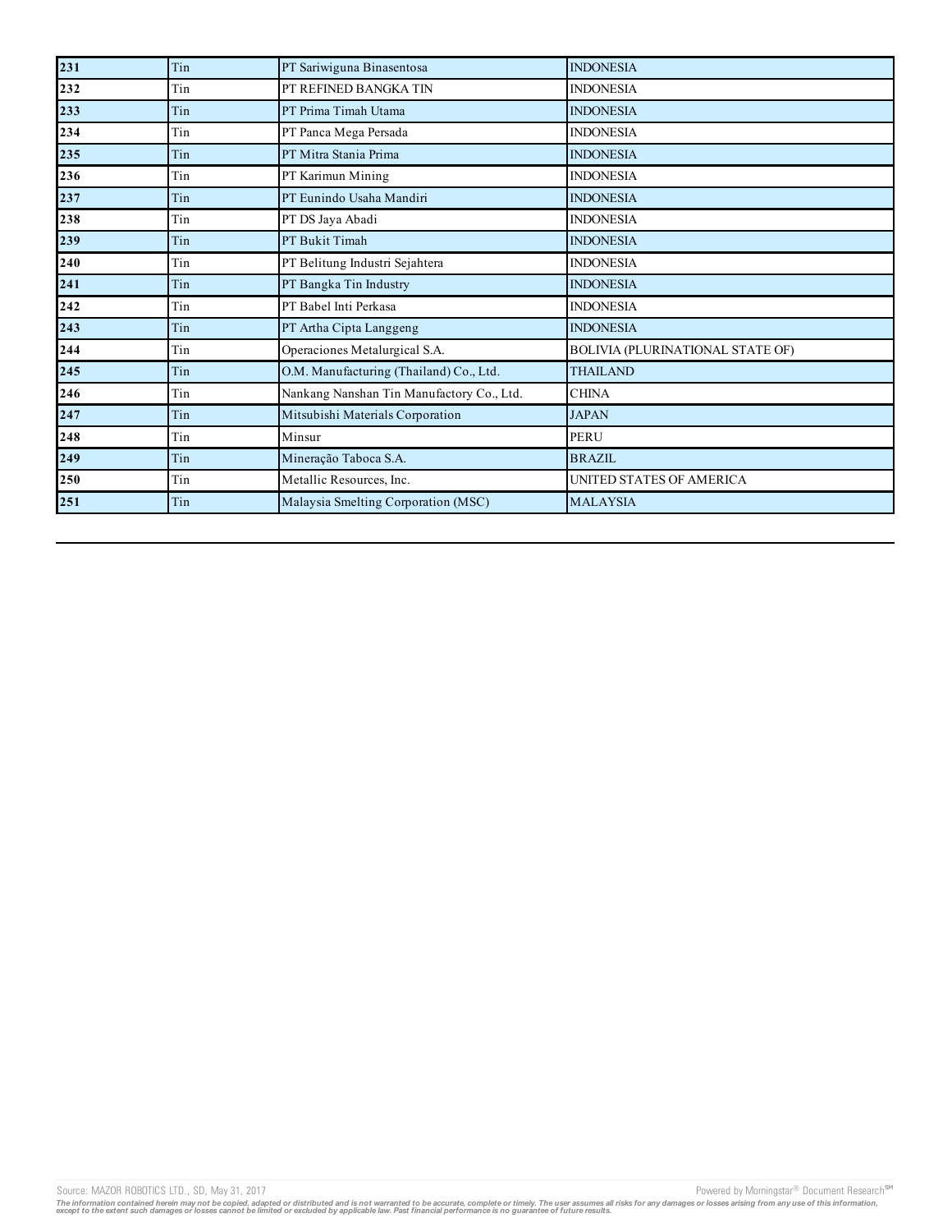| 231 | Tin | PT Sariwiguna Binasentosa | INDONESIA |
|---|---|---|---|
| 232 | Tin | PT REFINED BANGKA TIN | INDONESIA |
| 233 | Tin | PT Prima Timah Utama | INDONESIA |
| 234 | Tin | PT Panca Mega Persada | INDONESIA |
| 235 | Tin | PT Mitra Stania Prima | INDONESIA |
| 236 | Tin | PT Karimun Mining | INDONESIA |
| 237 | Tin | PT Eunindo Usaha Mandiri | INDONESIA |
| 238 | Tin | PT DS Jaya Abadi | INDONESIA |
| 239 | Tin | PT Bukit Timah | INDONESIA |
| 240 | Tin | PT Belitung Industri Sejahtera | INDONESIA |
| 241 | Tin | PT Bangka Tin Industry | INDONESIA |
| 242 | Tin | PT Babel Inti Perkasa | INDONESIA |
| 243 | Tin | PT Artha Cipta Langgeng | INDONESIA |
| 244 | Tin | Operaciones Metalurgical S.A. | BOLIVIA (PLURINATIONAL STATE OF) |
| 245 | Tin | O.M. Manufacturing (Thailand) Co., Ltd. | THAILAND |
| 246 | Tin | Nankang Nanshan Tin Manufactory Co., Ltd. | CHINA |
| 247 | Tin | Mitsubishi Materials Corporation | JAPAN |
| 248 | Tin | Minsur | PERU |
| 249 | Tin | Mineração Taboca S.A. | BRAZIL |
| 250 | Tin | Metallic Resources, Inc. | UNITED STATES OF AMERICA |
| 251 | Tin | Malaysia Smelting Corporation (MSC) | MALAYSIA |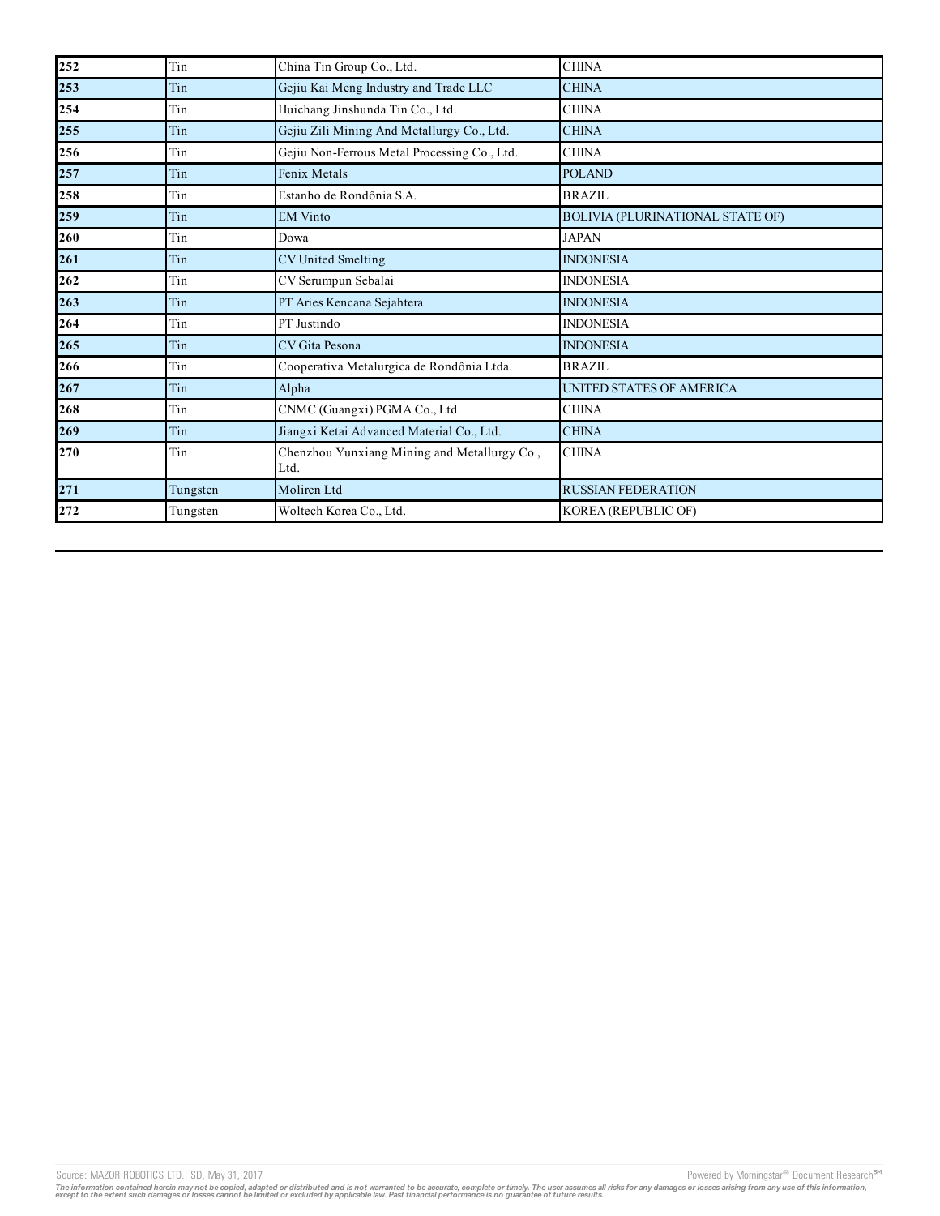| 252 | Tin | China Tin Group Co., Ltd. | CHINA |
|---|---|---|---|
| 253 | Tin | Gejiu Kai Meng Industry and Trade LLC | CHINA |
| 254 | Tin | Huichang Jinshunda Tin Co., Ltd. | CHINA |
| 255 | Tin | Gejiu Zili Mining And Metallurgy Co., Ltd. | CHINA |
| 256 | Tin | Gejiu Non-Ferrous Metal Processing Co., Ltd. | CHINA |
| 257 | Tin | Fenix Metals | POLAND |
| 258 | Tin | Estanho de Rondônia S.A. | BRAZIL |
| 259 | Tin | EM Vinto | BOLIVIA (PLURINATIONAL STATE OF) |
| 260 | Tin | Dowa | JAPAN |
| 261 | Tin | CV United Smelting | INDONESIA |
| 262 | Tin | CV Serumpun Sebalai | INDONESIA |
| 263 | Tin | PT Aries Kencana Sejahtera | INDONESIA |
| 264 | Tin | PT Justindo | INDONESIA |
| 265 | Tin | CV Gita Pesona | INDONESIA |
| 266 | Tin | Cooperativa Metalurgica de Rondônia Ltda. | BRAZIL |
| 267 | Tin | Alpha | UNITED STATES OF AMERICA |
| 268 | Tin | CNMC (Guangxi) PGMA Co., Ltd. | CHINA |
| 269 | Tin | Jiangxi Ketai Advanced Material Co., Ltd. | CHINA |
| 270 | Tin | Chenzhou Yunxiang Mining and Metallurgy Co., Ltd. | CHINA |
| 271 | Tungsten | Moliren Ltd | RUSSIAN FEDERATION |
| 272 | Tungsten | Woltech Korea Co., Ltd. | KOREA (REPUBLIC OF) |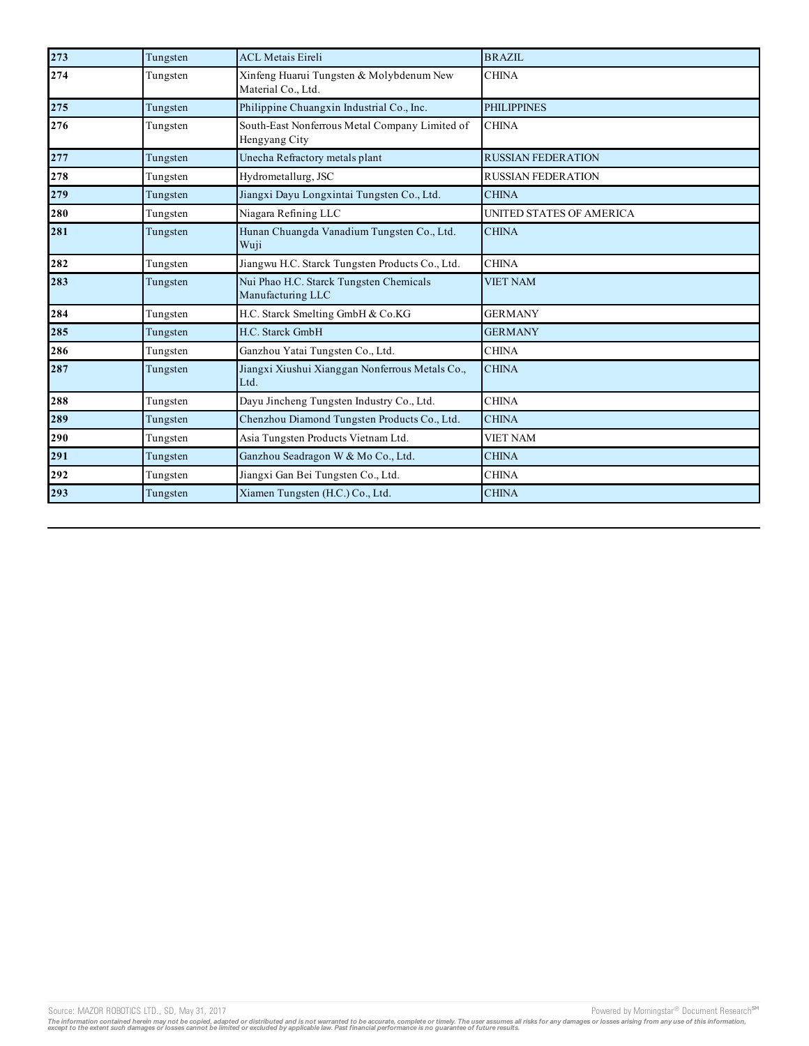| 273 | Tungsten | ACL Metais Eireli | BRAZIL |
|---|---|---|---|
| 274 | Tungsten | Xinfeng Huarui Tungsten & Molybdenum New Material Co., Ltd. | CHINA |
| 275 | Tungsten | Philippine Chuangxin Industrial Co., Inc. | PHILIPPINES |
| 276 | Tungsten | South-East Nonferrous Metal Company Limited of Hengyang City | CHINA |
| 277 | Tungsten | Unecha Refractory metals plant | RUSSIAN FEDERATION |
| 278 | Tungsten | Hydrometallurg, JSC | RUSSIAN FEDERATION |
| 279 | Tungsten | Jiangxi Dayu Longxintai Tungsten Co., Ltd. | CHINA |
| 280 | Tungsten | Niagara Refining LLC | UNITED STATES OF AMERICA |
| 281 | Tungsten | Hunan Chuangda Vanadium Tungsten Co., Ltd. Wuji | CHINA |
| 282 | Tungsten | Jiangwu H.C. Starck Tungsten Products Co., Ltd. | CHINA |
| 283 | Tungsten | Nui Phao H.C. Starck Tungsten Chemicals Manufacturing LLC | VIET NAM |
| 284 | Tungsten | H.C. Starck Smelting GmbH & Co.KG | GERMANY |
| 285 | Tungsten | H.C. Starck GmbH | GERMANY |
| 286 | Tungsten | Ganzhou Yatai Tungsten Co., Ltd. | CHINA |
| 287 | Tungsten | Jiangxi Xiushui Xianggan Nonferrous Metals Co., Ltd. | CHINA |
| 288 | Tungsten | Dayu Jincheng Tungsten Industry Co., Ltd. | CHINA |
| 289 | Tungsten | Chenzhou Diamond Tungsten Products Co., Ltd. | CHINA |
| 290 | Tungsten | Asia Tungsten Products Vietnam Ltd. | VIET NAM |
| 291 | Tungsten | Ganzhou Seadragon W & Mo Co., Ltd. | CHINA |
| 292 | Tungsten | Jiangxi Gan Bei Tungsten Co., Ltd. | CHINA |
| 293 | Tungsten | Xiamen Tungsten (H.C.) Co., Ltd. | CHINA |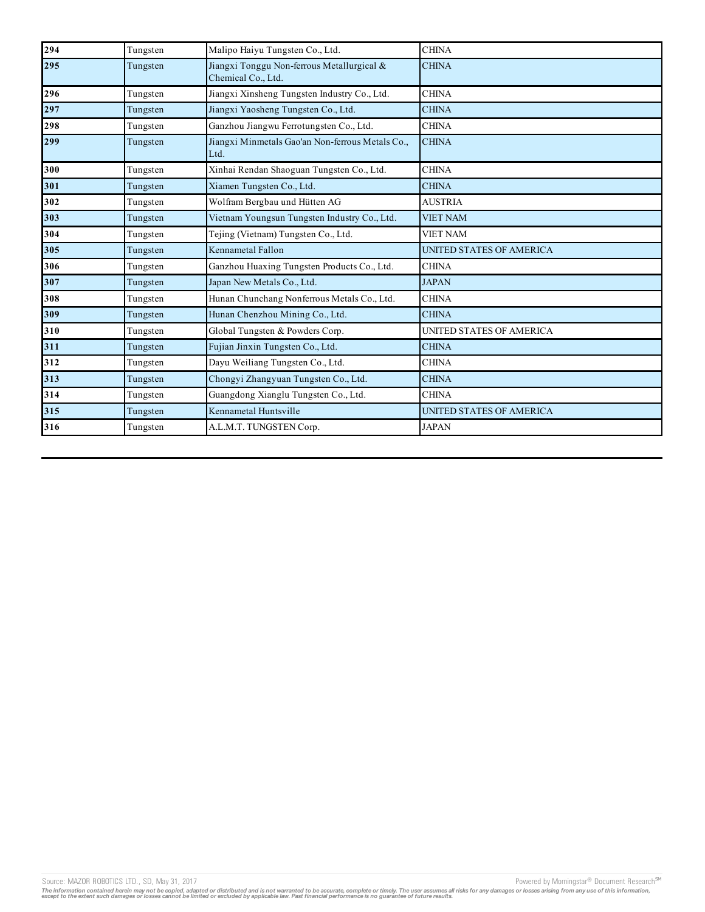| 294 | Tungsten | Malipo Haiyu Tungsten Co., Ltd. | CHINA |
|---|---|---|---|
| 295 | Tungsten | Jiangxi Tonggu Non-ferrous Metallurgical & Chemical Co., Ltd. | CHINA |
| 296 | Tungsten | Jiangxi Xinsheng Tungsten Industry Co., Ltd. | CHINA |
| 297 | Tungsten | Jiangxi Yaosheng Tungsten Co., Ltd. | CHINA |
| 298 | Tungsten | Ganzhou Jiangwu Ferrotungsten Co., Ltd. | CHINA |
| 299 | Tungsten | Jiangxi Minmetals Gao'an Non-ferrous Metals Co., Ltd. | CHINA |
| 300 | Tungsten | Xinhai Rendan Shaoguan Tungsten Co., Ltd. | CHINA |
| 301 | Tungsten | Xiamen Tungsten Co., Ltd. | CHINA |
| 302 | Tungsten | Wolfram Bergbau und Hütten AG | AUSTRIA |
| 303 | Tungsten | Vietnam Youngsun Tungsten Industry Co., Ltd. | VIET NAM |
| 304 | Tungsten | Tejing (Vietnam) Tungsten Co., Ltd. | VIET NAM |
| 305 | Tungsten | Kennametal Fallon | UNITED STATES OF AMERICA |
| 306 | Tungsten | Ganzhou Huaxing Tungsten Products Co., Ltd. | CHINA |
| 307 | Tungsten | Japan New Metals Co., Ltd. | JAPAN |
| 308 | Tungsten | Hunan Chunchang Nonferrous Metals Co., Ltd. | CHINA |
| 309 | Tungsten | Hunan Chenzhou Mining Co., Ltd. | CHINA |
| 310 | Tungsten | Global Tungsten & Powders Corp. | UNITED STATES OF AMERICA |
| 311 | Tungsten | Fujian Jinxin Tungsten Co., Ltd. | CHINA |
| 312 | Tungsten | Dayu Weiliang Tungsten Co., Ltd. | CHINA |
| 313 | Tungsten | Chongyi Zhangyuan Tungsten Co., Ltd. | CHINA |
| 314 | Tungsten | Guangdong Xianglu Tungsten Co., Ltd. | CHINA |
| 315 | Tungsten | Kennametal Huntsville | UNITED STATES OF AMERICA |
| 316 | Tungsten | A.L.M.T. TUNGSTEN Corp. | JAPAN |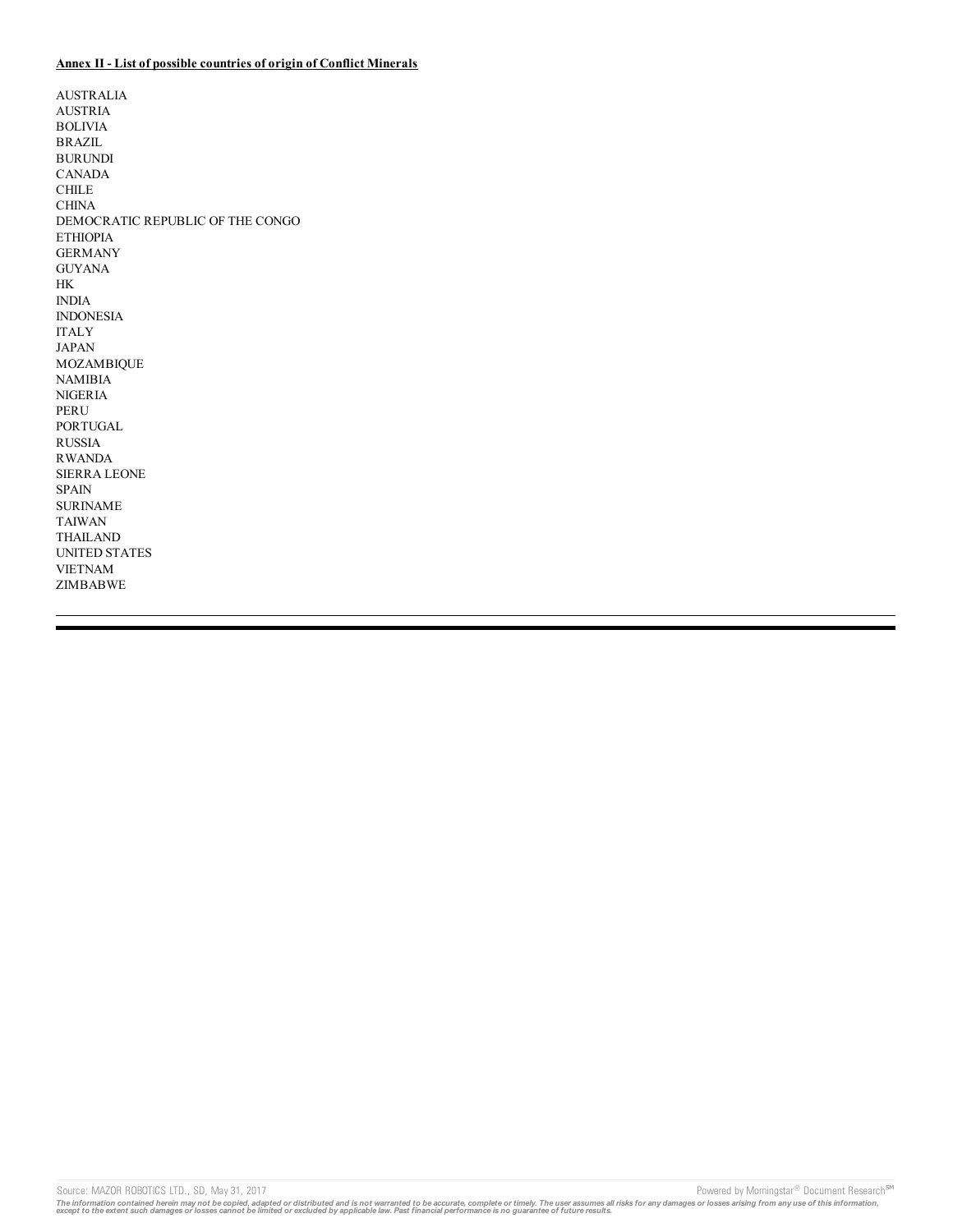**Annex II - List of possible countries of origin of Conflict Minerals**

AUSTRALIA
AUSTRIA
BOLIVIA
BRAZIL
BURUNDI
CANADA
CHILE
CHINA
DEMOCRATIC REPUBLIC OF THE CONGO
ETHIOPIA
GERMANY
GUYANA
HK
INDIA
INDONESIA
ITALY
JAPAN
MOZAMBIQUE
NAMIBIA
NIGERIA
PERU
PORTUGAL
RUSSIA
RWANDA
SIERRA LEONE
SPAIN
SURINAME
TAIWAN
THAILAND
UNITED STATES
VIETNAM
ZIMBABWE